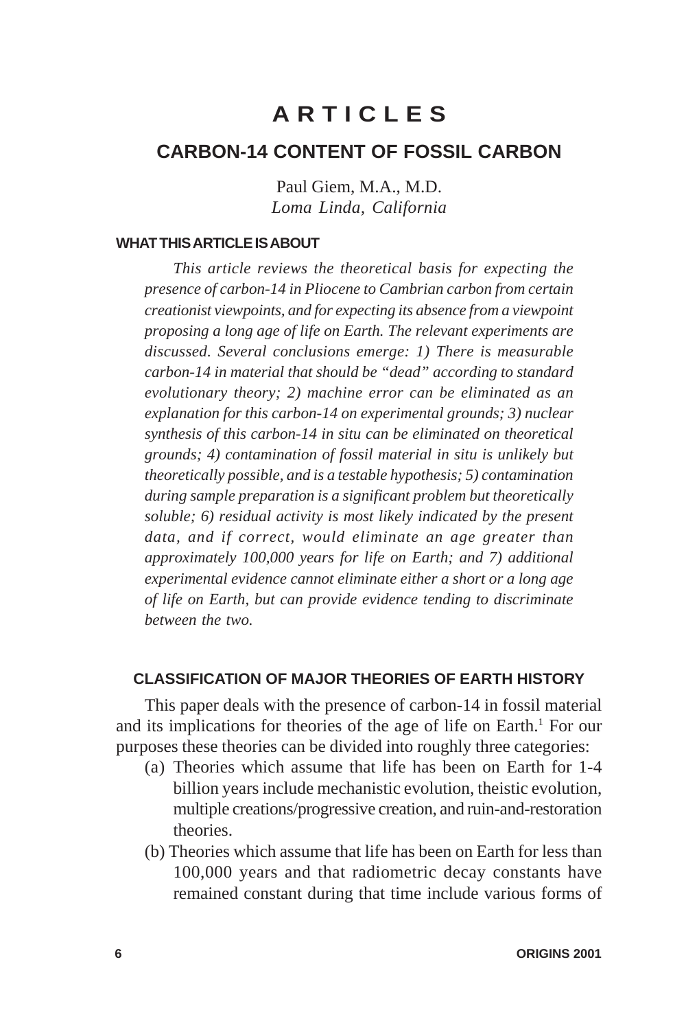# ARTICLES

## CARBON-14 CONTENT OF FOSSIL CARBON

Paul Giem, M.A., M.D.
*Loma Linda, California*

### WHAT THIS ARTICLE IS ABOUT

*This article reviews the theoretical basis for expecting the presence of carbon-14 in Pliocene to Cambrian carbon from certain creationist viewpoints, and for expecting its absence from a viewpoint proposing a long age of life on Earth. The relevant experiments are discussed. Several conclusions emerge: 1) There is measurable carbon-14 in material that should be "dead" according to standard evolutionary theory; 2) machine error can be eliminated as an explanation for this carbon-14 on experimental grounds; 3) nuclear synthesis of this carbon-14 in situ can be eliminated on theoretical grounds; 4) contamination of fossil material in situ is unlikely but theoretically possible, and is a testable hypothesis; 5) contamination during sample preparation is a significant problem but theoretically soluble; 6) residual activity is most likely indicated by the present data, and if correct, would eliminate an age greater than approximately 100,000 years for life on Earth; and 7) additional experimental evidence cannot eliminate either a short or a long age of life on Earth, but can provide evidence tending to discriminate between the two.*

### CLASSIFICATION OF MAJOR THEORIES OF EARTH HISTORY

This paper deals with the presence of carbon-14 in fossil material and its implications for theories of the age of life on Earth.[1] For our purposes these theories can be divided into roughly three categories:

(a) Theories which assume that life has been on Earth for 1-4 billion years include mechanistic evolution, theistic evolution, multiple creations/progressive creation, and ruin-and-restoration theories.

(b) Theories which assume that life has been on Earth for less than 100,000 years and that radiometric decay constants have remained constant during that time include various forms of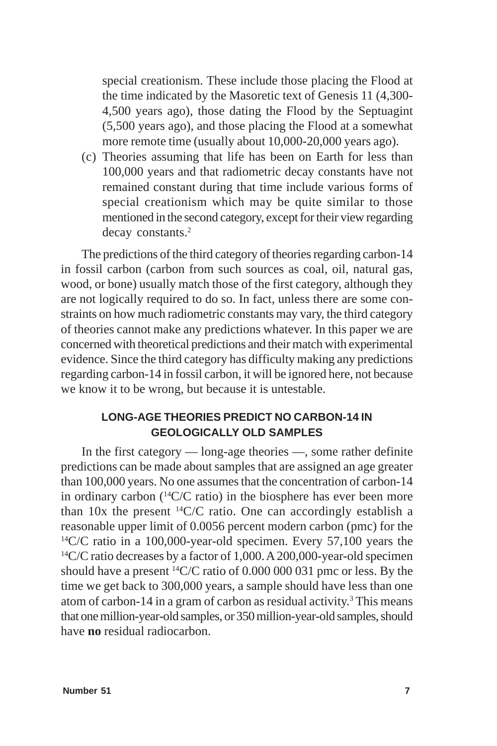special creationism. These include those placing the Flood at the time indicated by the Masoretic text of Genesis 11 (4,300-4,500 years ago), those dating the Flood by the Septuagint (5,500 years ago), and those placing the Flood at a somewhat more remote time (usually about 10,000-20,000 years ago).

(c) Theories assuming that life has been on Earth for less than 100,000 years and that radiometric decay constants have not remained constant during that time include various forms of special creationism which may be quite similar to those mentioned in the second category, except for their view regarding decay constants.[2]

The predictions of the third category of theories regarding carbon-14 in fossil carbon (carbon from such sources as coal, oil, natural gas, wood, or bone) usually match those of the first category, although they are not logically required to do so. In fact, unless there are some constraints on how much radiometric constants may vary, the third category of theories cannot make any predictions whatever. In this paper we are concerned with theoretical predictions and their match with experimental evidence. Since the third category has difficulty making any predictions regarding carbon-14 in fossil carbon, it will be ignored here, not because we know it to be wrong, but because it is untestable.

## LONG-AGE THEORIES PREDICT NO CARBON-14 IN GEOLOGICALLY OLD SAMPLES

In the first category — long-age theories —, some rather definite predictions can be made about samples that are assigned an age greater than 100,000 years. No one assumes that the concentration of carbon-14 in ordinary carbon ($^{14}C/C$ ratio) in the biosphere has ever been more than 10x the present $^{14}C/C$ ratio. One can accordingly establish a reasonable upper limit of 0.0056 percent modern carbon (pmc) for the $^{14}C/C$ ratio in a 100,000-year-old specimen. Every 57,100 years the $^{14}C/C$ ratio decreases by a factor of 1,000. A 200,000-year-old specimen should have a present $^{14}C/C$ ratio of 0.000 000 031 pmc or less. By the time we get back to 300,000 years, a sample should have less than one atom of carbon-14 in a gram of carbon as residual activity.[3] This means that one million-year-old samples, or 350 million-year-old samples, should have **no** residual radiocarbon.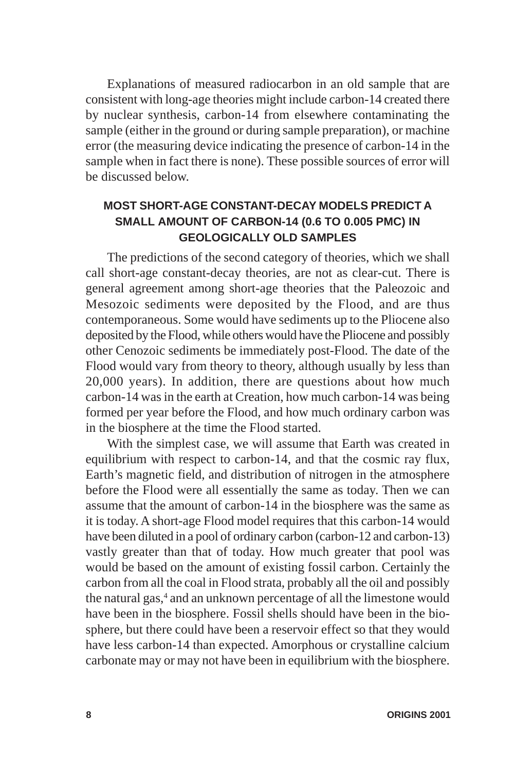Explanations of measured radiocarbon in an old sample that are consistent with long-age theories might include carbon-14 created there by nuclear synthesis, carbon-14 from elsewhere contaminating the sample (either in the ground or during sample preparation), or machine error (the measuring device indicating the presence of carbon-14 in the sample when in fact there is none). These possible sources of error will be discussed below.

### MOST SHORT-AGE CONSTANT-DECAY MODELS PREDICT A SMALL AMOUNT OF CARBON-14 (0.6 TO 0.005 PMC) IN GEOLOGICALLY OLD SAMPLES

The predictions of the second category of theories, which we shall call short-age constant-decay theories, are not as clear-cut. There is general agreement among short-age theories that the Paleozoic and Mesozoic sediments were deposited by the Flood, and are thus contemporaneous. Some would have sediments up to the Pliocene also deposited by the Flood, while others would have the Pliocene and possibly other Cenozoic sediments be immediately post-Flood. The date of the Flood would vary from theory to theory, although usually by less than 20,000 years). In addition, there are questions about how much carbon-14 was in the earth at Creation, how much carbon-14 was being formed per year before the Flood, and how much ordinary carbon was in the biosphere at the time the Flood started.

With the simplest case, we will assume that Earth was created in equilibrium with respect to carbon-14, and that the cosmic ray flux, Earth's magnetic field, and distribution of nitrogen in the atmosphere before the Flood were all essentially the same as today. Then we can assume that the amount of carbon-14 in the biosphere was the same as it is today. A short-age Flood model requires that this carbon-14 would have been diluted in a pool of ordinary carbon (carbon-12 and carbon-13) vastly greater than that of today. How much greater that pool was would be based on the amount of existing fossil carbon. Certainly the carbon from all the coal in Flood strata, probably all the oil and possibly the natural gas,[4] and an unknown percentage of all the limestone would have been in the biosphere. Fossil shells should have been in the biosphere, but there could have been a reservoir effect so that they would have less carbon-14 than expected. Amorphous or crystalline calcium carbonate may or may not have been in equilibrium with the biosphere.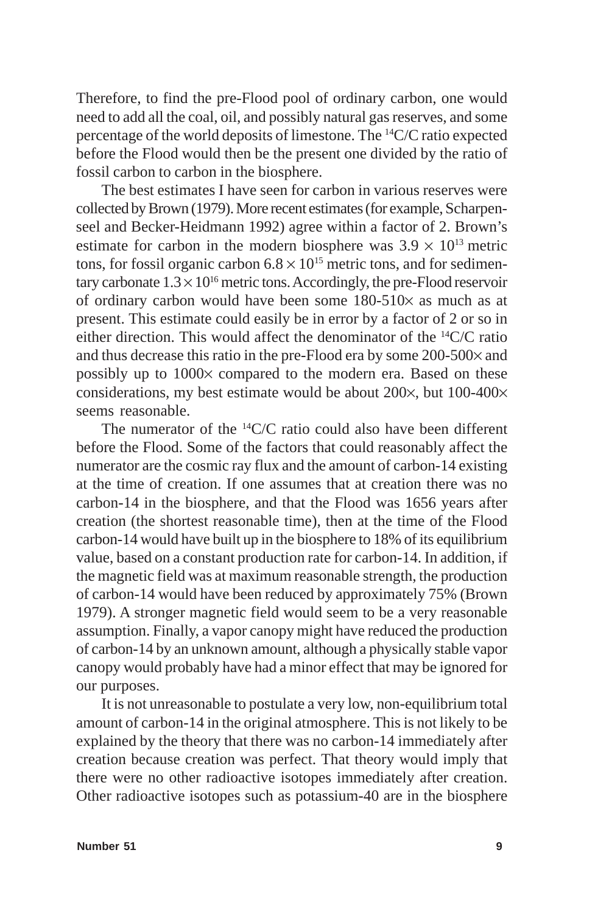Therefore, to find the pre-Flood pool of ordinary carbon, one would need to add all the coal, oil, and possibly natural gas reserves, and some percentage of the world deposits of limestone. The $^{14}C/C$ ratio expected before the Flood would then be the present one divided by the ratio of fossil carbon to carbon in the biosphere.

The best estimates I have seen for carbon in various reserves were collected by Brown (1979). More recent estimates (for example, Scharpenseel and Becker-Heidmann 1992) agree within a factor of 2. Brown's estimate for carbon in the modern biosphere was $3.9 \times 10^{13}$ metric tons, for fossil organic carbon $6.8 \times 10^{15}$ metric tons, and for sedimentary carbonate $1.3 \times 10^{16}$ metric tons. Accordingly, the pre-Flood reservoir of ordinary carbon would have been some 180-510$\times$ as much as at present. This estimate could easily be in error by a factor of 2 or so in either direction. This would affect the denominator of the $^{14}C/C$ ratio and thus decrease this ratio in the pre-Flood era by some 200-500$\times$ and possibly up to 1000$\times$ compared to the modern era. Based on these considerations, my best estimate would be about 200$\times$, but 100-400$\times$ seems reasonable.

The numerator of the $^{14}C/C$ ratio could also have been different before the Flood. Some of the factors that could reasonably affect the numerator are the cosmic ray flux and the amount of carbon-14 existing at the time of creation. If one assumes that at creation there was no carbon-14 in the biosphere, and that the Flood was 1656 years after creation (the shortest reasonable time), then at the time of the Flood carbon-14 would have built up in the biosphere to 18% of its equilibrium value, based on a constant production rate for carbon-14. In addition, if the magnetic field was at maximum reasonable strength, the production of carbon-14 would have been reduced by approximately 75% (Brown 1979). A stronger magnetic field would seem to be a very reasonable assumption. Finally, a vapor canopy might have reduced the production of carbon-14 by an unknown amount, although a physically stable vapor canopy would probably have had a minor effect that may be ignored for our purposes.

It is not unreasonable to postulate a very low, non-equilibrium total amount of carbon-14 in the original atmosphere. This is not likely to be explained by the theory that there was no carbon-14 immediately after creation because creation was perfect. That theory would imply that there were no other radioactive isotopes immediately after creation. Other radioactive isotopes such as potassium-40 are in the biosphere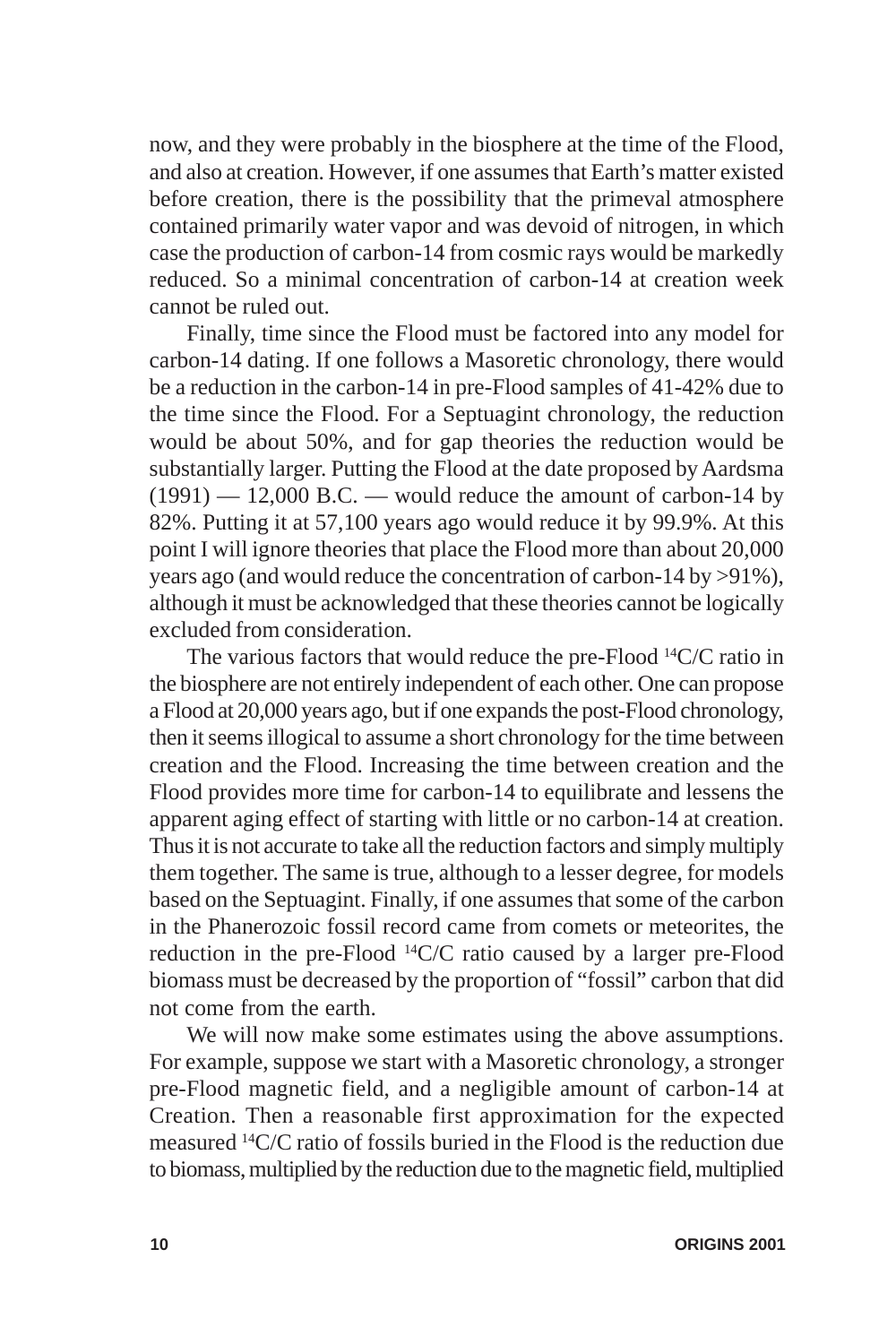now, and they were probably in the biosphere at the time of the Flood, and also at creation. However, if one assumes that Earth's matter existed before creation, there is the possibility that the primeval atmosphere contained primarily water vapor and was devoid of nitrogen, in which case the production of carbon-14 from cosmic rays would be markedly reduced. So a minimal concentration of carbon-14 at creation week cannot be ruled out.

Finally, time since the Flood must be factored into any model for carbon-14 dating. If one follows a Masoretic chronology, there would be a reduction in the carbon-14 in pre-Flood samples of 41-42% due to the time since the Flood. For a Septuagint chronology, the reduction would be about 50%, and for gap theories the reduction would be substantially larger. Putting the Flood at the date proposed by Aardsma (1991) — 12,000 B.C. — would reduce the amount of carbon-14 by 82%. Putting it at 57,100 years ago would reduce it by 99.9%. At this point I will ignore theories that place the Flood more than about 20,000 years ago (and would reduce the concentration of carbon-14 by >91%), although it must be acknowledged that these theories cannot be logically excluded from consideration.

The various factors that would reduce the pre-Flood $^{14}C/C$ ratio in the biosphere are not entirely independent of each other. One can propose a Flood at 20,000 years ago, but if one expands the post-Flood chronology, then it seems illogical to assume a short chronology for the time between creation and the Flood. Increasing the time between creation and the Flood provides more time for carbon-14 to equilibrate and lessens the apparent aging effect of starting with little or no carbon-14 at creation. Thus it is not accurate to take all the reduction factors and simply multiply them together. The same is true, although to a lesser degree, for models based on the Septuagint. Finally, if one assumes that some of the carbon in the Phanerozoic fossil record came from comets or meteorites, the reduction in the pre-Flood $^{14}C/C$ ratio caused by a larger pre-Flood biomass must be decreased by the proportion of "fossil" carbon that did not come from the earth.

We will now make some estimates using the above assumptions. For example, suppose we start with a Masoretic chronology, a stronger pre-Flood magnetic field, and a negligible amount of carbon-14 at Creation. Then a reasonable first approximation for the expected measured $^{14}C/C$ ratio of fossils buried in the Flood is the reduction due to biomass, multiplied by the reduction due to the magnetic field, multiplied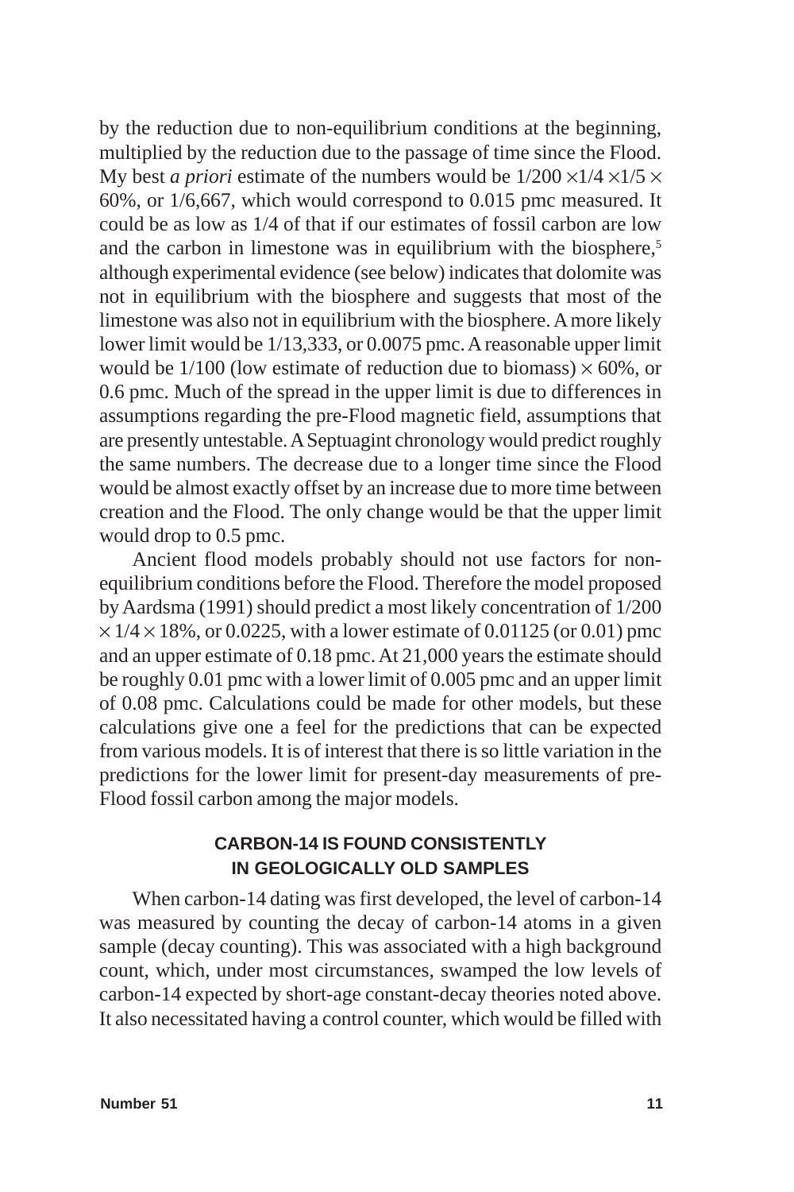by the reduction due to non-equilibrium conditions at the beginning, multiplied by the reduction due to the passage of time since the Flood. My best *a priori* estimate of the numbers would be $1/200 \times 1/4 \times 1/5 \times$ 60%, or 1/6,667, which would correspond to 0.015 pmc measured. It could be as low as 1/4 of that if our estimates of fossil carbon are low and the carbon in limestone was in equilibrium with the biosphere,[5] although experimental evidence (see below) indicates that dolomite was not in equilibrium with the biosphere and suggests that most of the limestone was also not in equilibrium with the biosphere. A more likely lower limit would be 1/13,333, or 0.0075 pmc. A reasonable upper limit would be 1/100 (low estimate of reduction due to biomass) $\times$ 60%, or 0.6 pmc. Much of the spread in the upper limit is due to differences in assumptions regarding the pre-Flood magnetic field, assumptions that are presently untestable. A Septuagint chronology would predict roughly the same numbers. The decrease due to a longer time since the Flood would be almost exactly offset by an increase due to more time between creation and the Flood. The only change would be that the upper limit would drop to 0.5 pmc.

Ancient flood models probably should not use factors for non-equilibrium conditions before the Flood. Therefore the model proposed by Aardsma (1991) should predict a most likely concentration of 1/200 $\times$ 1/4 $\times$ 18%, or 0.0225, with a lower estimate of 0.01125 (or 0.01) pmc and an upper estimate of 0.18 pmc. At 21,000 years the estimate should be roughly 0.01 pmc with a lower limit of 0.005 pmc and an upper limit of 0.08 pmc. Calculations could be made for other models, but these calculations give one a feel for the predictions that can be expected from various models. It is of interest that there is so little variation in the predictions for the lower limit for present-day measurements of pre-Flood fossil carbon among the major models.

## CARBON-14 IS FOUND CONSISTENTLY IN GEOLOGICALLY OLD SAMPLES

When carbon-14 dating was first developed, the level of carbon-14 was measured by counting the decay of carbon-14 atoms in a given sample (decay counting). This was associated with a high background count, which, under most circumstances, swamped the low levels of carbon-14 expected by short-age constant-decay theories noted above. It also necessitated having a control counter, which would be filled with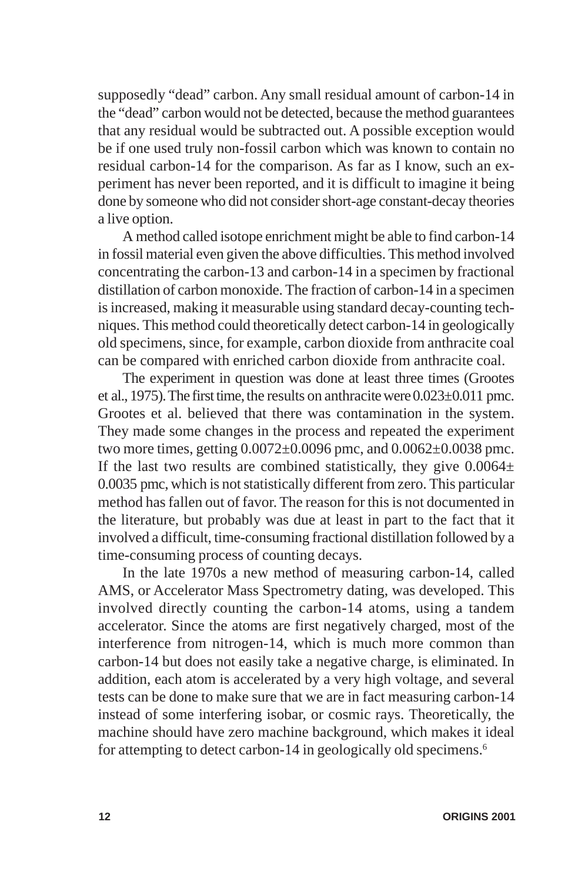supposedly "dead" carbon. Any small residual amount of carbon-14 in the "dead" carbon would not be detected, because the method guarantees that any residual would be subtracted out. A possible exception would be if one used truly non-fossil carbon which was known to contain no residual carbon-14 for the comparison. As far as I know, such an experiment has never been reported, and it is difficult to imagine it being done by someone who did not consider short-age constant-decay theories a live option.

A method called isotope enrichment might be able to find carbon-14 in fossil material even given the above difficulties. This method involved concentrating the carbon-13 and carbon-14 in a specimen by fractional distillation of carbon monoxide. The fraction of carbon-14 in a specimen is increased, making it measurable using standard decay-counting techniques. This method could theoretically detect carbon-14 in geologically old specimens, since, for example, carbon dioxide from anthracite coal can be compared with enriched carbon dioxide from anthracite coal.

The experiment in question was done at least three times (Grootes et al., 1975). The first time, the results on anthracite were $0.023 \pm 0.011$ pmc. Grootes et al. believed that there was contamination in the system. They made some changes in the process and repeated the experiment two more times, getting $0.0072 \pm 0.0096$ pmc, and $0.0062 \pm 0.0038$ pmc. If the last two results are combined statistically, they give $0.0064 \pm 0.0035$ pmc, which is not statistically different from zero. This particular method has fallen out of favor. The reason for this is not documented in the literature, but probably was due at least in part to the fact that it involved a difficult, time-consuming fractional distillation followed by a time-consuming process of counting decays.

In the late 1970s a new method of measuring carbon-14, called AMS, or Accelerator Mass Spectrometry dating, was developed. This involved directly counting the carbon-14 atoms, using a tandem accelerator. Since the atoms are first negatively charged, most of the interference from nitrogen-14, which is much more common than carbon-14 but does not easily take a negative charge, is eliminated. In addition, each atom is accelerated by a very high voltage, and several tests can be done to make sure that we are in fact measuring carbon-14 instead of some interfering isobar, or cosmic rays. Theoretically, the machine should have zero machine background, which makes it ideal for attempting to detect carbon-14 in geologically old specimens.[6]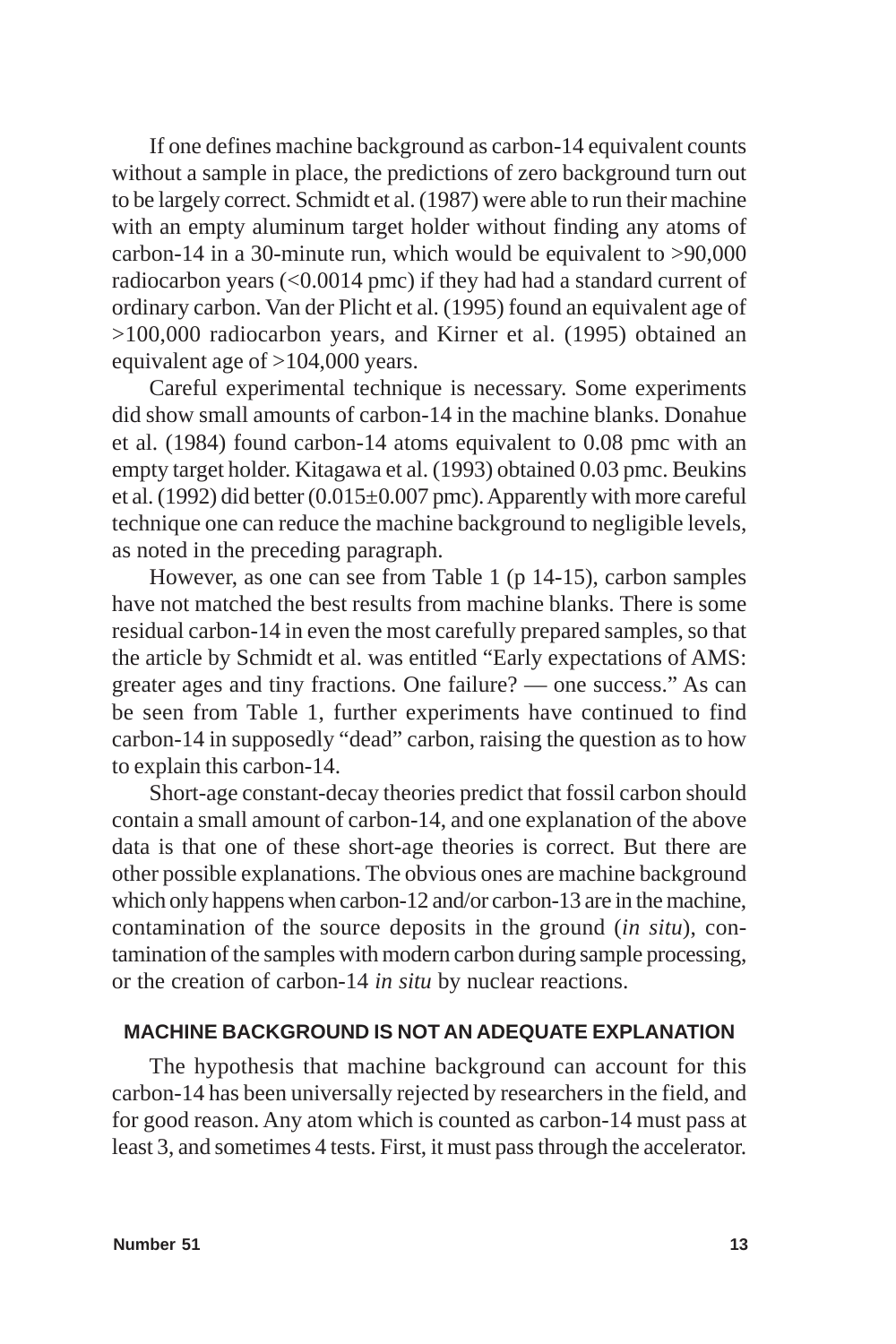If one defines machine background as carbon-14 equivalent counts without a sample in place, the predictions of zero background turn out to be largely correct. Schmidt et al. (1987) were able to run their machine with an empty aluminum target holder without finding any atoms of carbon-14 in a 30-minute run, which would be equivalent to >90,000 radiocarbon years (<0.0014 pmc) if they had had a standard current of ordinary carbon. Van der Plicht et al. (1995) found an equivalent age of >100,000 radiocarbon years, and Kirner et al. (1995) obtained an equivalent age of >104,000 years.

Careful experimental technique is necessary. Some experiments did show small amounts of carbon-14 in the machine blanks. Donahue et al. (1984) found carbon-14 atoms equivalent to 0.08 pmc with an empty target holder. Kitagawa et al. (1993) obtained 0.03 pmc. Beukins et al. (1992) did better (0.015±0.007 pmc). Apparently with more careful technique one can reduce the machine background to negligible levels, as noted in the preceding paragraph.

However, as one can see from Table 1 (p 14-15), carbon samples have not matched the best results from machine blanks. There is some residual carbon-14 in even the most carefully prepared samples, so that the article by Schmidt et al. was entitled "Early expectations of AMS: greater ages and tiny fractions. One failure? — one success." As can be seen from Table 1, further experiments have continued to find carbon-14 in supposedly "dead" carbon, raising the question as to how to explain this carbon-14.

Short-age constant-decay theories predict that fossil carbon should contain a small amount of carbon-14, and one explanation of the above data is that one of these short-age theories is correct. But there are other possible explanations. The obvious ones are machine background which only happens when carbon-12 and/or carbon-13 are in the machine, contamination of the source deposits in the ground (*in situ*), contamination of the samples with modern carbon during sample processing, or the creation of carbon-14 *in situ* by nuclear reactions.

## MACHINE BACKGROUND IS NOT AN ADEQUATE EXPLANATION

The hypothesis that machine background can account for this carbon-14 has been universally rejected by researchers in the field, and for good reason. Any atom which is counted as carbon-14 must pass at least 3, and sometimes 4 tests. First, it must pass through the accelerator.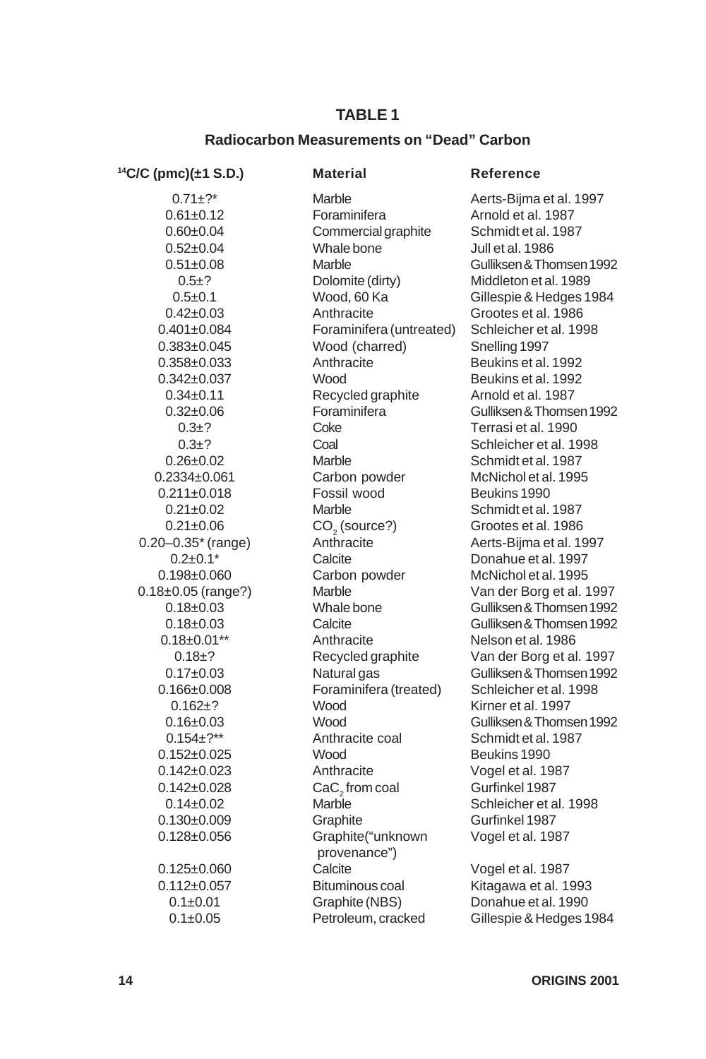# TABLE 1

## Radiocarbon Measurements on "Dead" Carbon

| $^{14}C/C$ (pmc)(±1 S.D.) | Material | Reference |
|---|---|---|
| 0.71±?* | Marble | Aerts-Bijma et al. 1997 |
| 0.61±0.12 | Foraminifera | Arnold et al. 1987 |
| 0.60±0.04 | Commercial graphite | Schmidt et al. 1987 |
| 0.52±0.04 | Whale bone | Jull et al. 1986 |
| 0.51±0.08 | Marble | Gulliksen & Thomsen 1992 |
| 0.5±? | Dolomite (dirty) | Middleton et al. 1989 |
| 0.5±0.1 | Wood, 60 Ka | Gillespie & Hedges 1984 |
| 0.42±0.03 | Anthracite | Grootes et al. 1986 |
| 0.401±0.084 | Foraminifera (untreated) | Schleicher et al. 1998 |
| 0.383±0.045 | Wood (charred) | Snelling 1997 |
| 0.358±0.033 | Anthracite | Beukins et al. 1992 |
| 0.342±0.037 | Wood | Beukins et al. 1992 |
| 0.34±0.11 | Recycled graphite | Arnold et al. 1987 |
| 0.32±0.06 | Foraminifera | Gulliksen & Thomsen 1992 |
| 0.3±? | Coke | Terrasi et al. 1990 |
| 0.3±? | Coal | Schleicher et al. 1998 |
| 0.26±0.02 | Marble | Schmidt et al. 1987 |
| 0.2334±0.061 | Carbon powder | McNichol et al. 1995 |
| 0.211±0.018 | Fossil wood | Beukins 1990 |
| 0.21±0.02 | Marble | Schmidt et al. 1987 |
| 0.21±0.06 | $CO_2$ (source?) | Grootes et al. 1986 |
| 0.20–0.35* (range) | Anthracite | Aerts-Bijma et al. 1997 |
| 0.2±0.1* | Calcite | Donahue et al. 1997 |
| 0.198±0.060 | Carbon powder | McNichol et al. 1995 |
| 0.18±0.05 (range?) | Marble | Van der Borg et al. 1997 |
| 0.18±0.03 | Whale bone | Gulliksen & Thomsen 1992 |
| 0.18±0.03 | Calcite | Gulliksen & Thomsen 1992 |
| 0.18±0.01** | Anthracite | Nelson et al. 1986 |
| 0.18±? | Recycled graphite | Van der Borg et al. 1997 |
| 0.17±0.03 | Natural gas | Gulliksen & Thomsen 1992 |
| 0.166±0.008 | Foraminifera (treated) | Schleicher et al. 1998 |
| 0.162±? | Wood | Kirner et al. 1997 |
| 0.16±0.03 | Wood | Gulliksen & Thomsen 1992 |
| 0.154±?** | Anthracite coal | Schmidt et al. 1987 |
| 0.152±0.025 | Wood | Beukins 1990 |
| 0.142±0.023 | Anthracite | Vogel et al. 1987 |
| 0.142±0.028 | $CaC_2$ from coal | Gurfinkel 1987 |
| 0.14±0.02 | Marble | Schleicher et al. 1998 |
| 0.130±0.009 | Graphite | Gurfinkel 1987 |
| 0.128±0.056 | Graphite("unknown provenance") | Vogel et al. 1987 |
| 0.125±0.060 | Calcite | Vogel et al. 1987 |
| 0.112±0.057 | Bituminous coal | Kitagawa et al. 1993 |
| 0.1±0.01 | Graphite (NBS) | Donahue et al. 1990 |
| 0.1±0.05 | Petroleum, cracked | Gillespie & Hedges 1984 |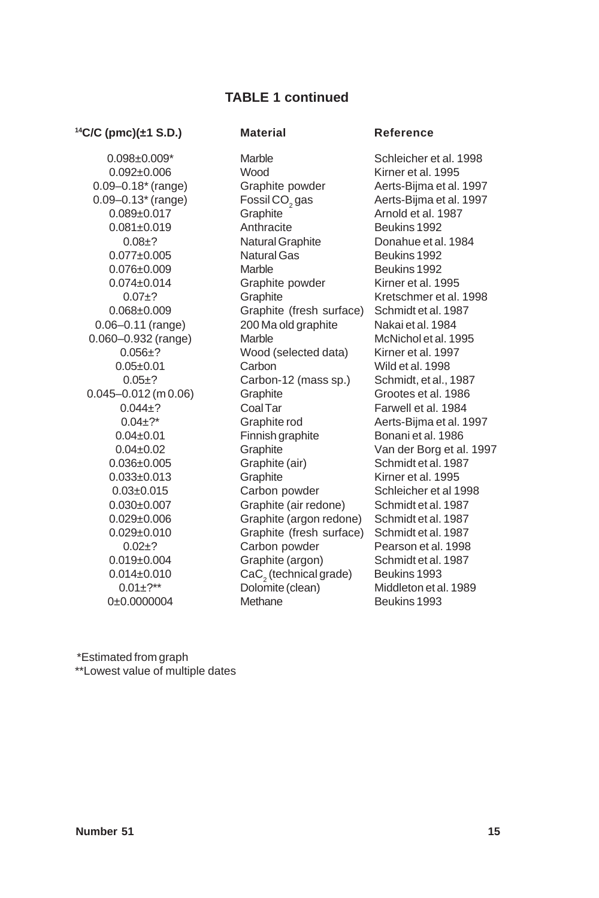## TABLE 1 continued

| $^{14}C/C$ (pmc)(±1 S.D.) | Material | Reference |
|---|---|---|
| 0.098±0.009* | Marble | Schleicher et al. 1998 |
| 0.092±0.006 | Wood | Kirner et al. 1995 |
| 0.09–0.18* (range) | Graphite powder | Aerts-Bijma et al. 1997 |
| 0.09–0.13* (range) | Fossil $CO_2$ gas | Aerts-Bijma et al. 1997 |
| 0.089±0.017 | Graphite | Arnold et al. 1987 |
| 0.081±0.019 | Anthracite | Beukins 1992 |
| 0.08±? | Natural Graphite | Donahue et al. 1984 |
| 0.077±0.005 | Natural Gas | Beukins 1992 |
| 0.076±0.009 | Marble | Beukins 1992 |
| 0.074±0.014 | Graphite powder | Kirner et al. 1995 |
| 0.07±? | Graphite | Kretschmer et al. 1998 |
| 0.068±0.009 | Graphite (fresh surface) | Schmidt et al. 1987 |
| 0.06–0.11 (range) | 200 Ma old graphite | Nakai et al. 1984 |
| 0.060–0.932 (range) | Marble | McNichol et al. 1995 |
| 0.056±? | Wood (selected data) | Kirner et al. 1997 |
| 0.05±0.01 | Carbon | Wild et al. 1998 |
| 0.05±? | Carbon-12 (mass sp.) | Schmidt, et al., 1987 |
| 0.045–0.012 (m 0.06) | Graphite | Grootes et al. 1986 |
| 0.044±? | Coal Tar | Farwell et al. 1984 |
| 0.04±?* | Graphite rod | Aerts-Bijma et al. 1997 |
| 0.04±0.01 | Finnish graphite | Bonani et al. 1986 |
| 0.04±0.02 | Graphite | Van der Borg et al. 1997 |
| 0.036±0.005 | Graphite (air) | Schmidt et al. 1987 |
| 0.033±0.013 | Graphite | Kirner et al. 1995 |
| 0.03±0.015 | Carbon powder | Schleicher et al 1998 |
| 0.030±0.007 | Graphite (air redone) | Schmidt et al. 1987 |
| 0.029±0.006 | Graphite (argon redone) | Schmidt et al. 1987 |
| 0.029±0.010 | Graphite (fresh surface) | Schmidt et al. 1987 |
| 0.02±? | Carbon powder | Pearson et al. 1998 |
| 0.019±0.004 | Graphite (argon) | Schmidt et al. 1987 |
| 0.014±0.010 | $CaC_2$ (technical grade) | Beukins 1993 |
| 0.01±?** | Dolomite (clean) | Middleton et al. 1989 |
| 0±0.0000004 | Methane | Beukins 1993 |

*Estimated from graph
**Lowest value of multiple dates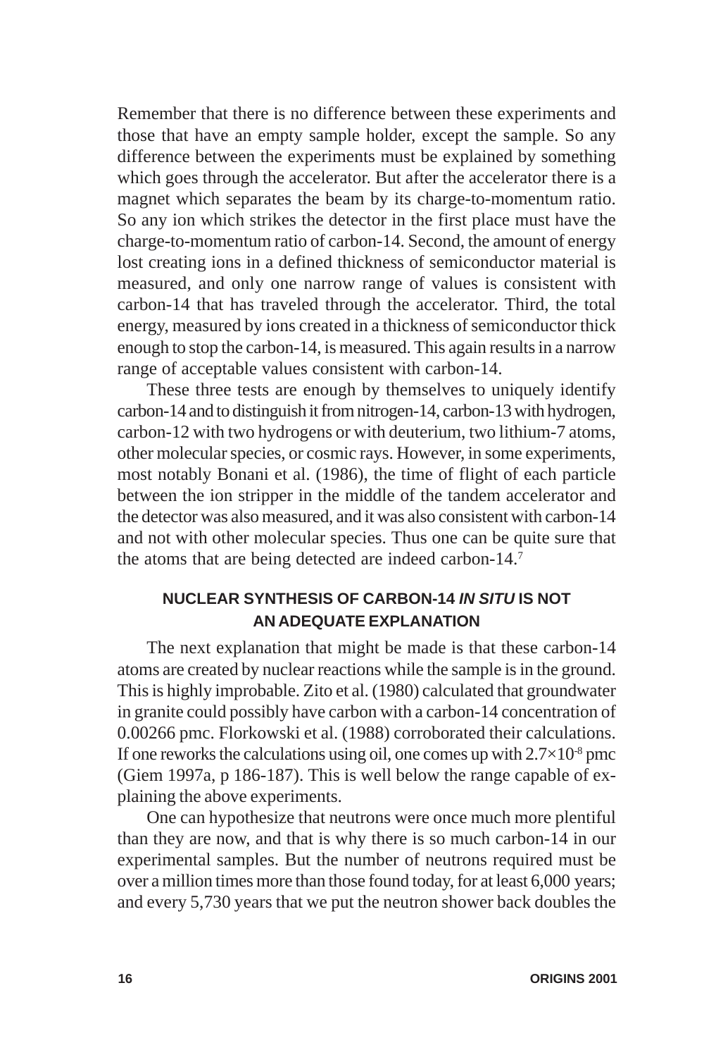Remember that there is no difference between these experiments and those that have an empty sample holder, except the sample. So any difference between the experiments must be explained by something which goes through the accelerator. But after the accelerator there is a magnet which separates the beam by its charge-to-momentum ratio. So any ion which strikes the detector in the first place must have the charge-to-momentum ratio of carbon-14. Second, the amount of energy lost creating ions in a defined thickness of semiconductor material is measured, and only one narrow range of values is consistent with carbon-14 that has traveled through the accelerator. Third, the total energy, measured by ions created in a thickness of semiconductor thick enough to stop the carbon-14, is measured. This again results in a narrow range of acceptable values consistent with carbon-14.

These three tests are enough by themselves to uniquely identify carbon-14 and to distinguish it from nitrogen-14, carbon-13 with hydrogen, carbon-12 with two hydrogens or with deuterium, two lithium-7 atoms, other molecular species, or cosmic rays. However, in some experiments, most notably Bonani et al. (1986), the time of flight of each particle between the ion stripper in the middle of the tandem accelerator and the detector was also measured, and it was also consistent with carbon-14 and not with other molecular species. Thus one can be quite sure that the atoms that are being detected are indeed carbon-14.[7]

## NUCLEAR SYNTHESIS OF CARBON-14 *IN SITU* IS NOT AN ADEQUATE EXPLANATION

The next explanation that might be made is that these carbon-14 atoms are created by nuclear reactions while the sample is in the ground. This is highly improbable. Zito et al. (1980) calculated that groundwater in granite could possibly have carbon with a carbon-14 concentration of 0.00266 pmc. Florkowski et al. (1988) corroborated their calculations. If one reworks the calculations using oil, one comes up with $2.7\times10^{-8}$ pmc (Giem 1997a, p 186-187). This is well below the range capable of explaining the above experiments.

One can hypothesize that neutrons were once much more plentiful than they are now, and that is why there is so much carbon-14 in our experimental samples. But the number of neutrons required must be over a million times more than those found today, for at least 6,000 years; and every 5,730 years that we put the neutron shower back doubles the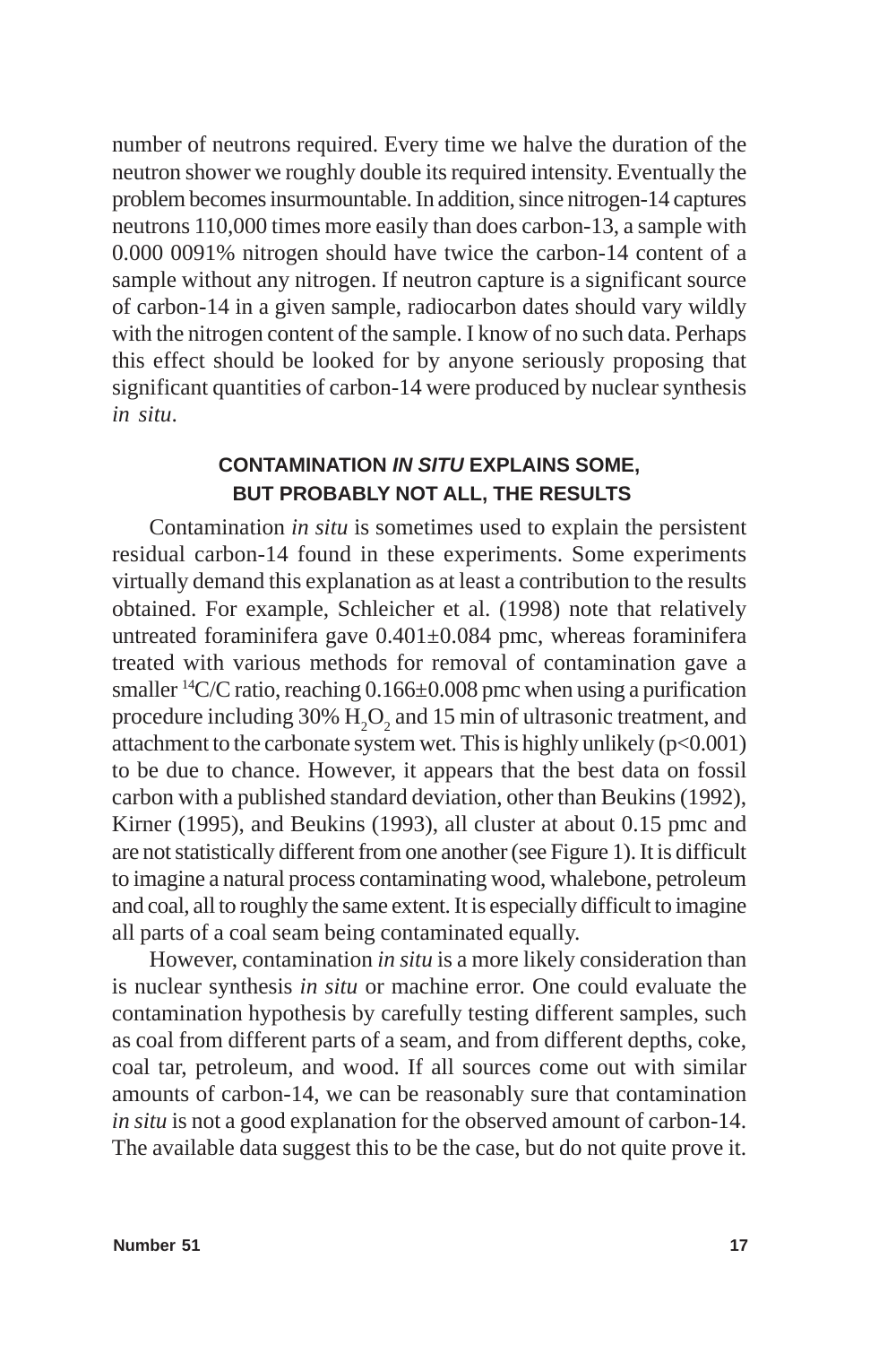number of neutrons required. Every time we halve the duration of the neutron shower we roughly double its required intensity. Eventually the problem becomes insurmountable. In addition, since nitrogen-14 captures neutrons 110,000 times more easily than does carbon-13, a sample with 0.000 0091% nitrogen should have twice the carbon-14 content of a sample without any nitrogen. If neutron capture is a significant source of carbon-14 in a given sample, radiocarbon dates should vary wildly with the nitrogen content of the sample. I know of no such data. Perhaps this effect should be looked for by anyone seriously proposing that significant quantities of carbon-14 were produced by nuclear synthesis *in situ*.

## CONTAMINATION *IN SITU* EXPLAINS SOME, BUT PROBABLY NOT ALL, THE RESULTS

Contamination *in situ* is sometimes used to explain the persistent residual carbon-14 found in these experiments. Some experiments virtually demand this explanation as at least a contribution to the results obtained. For example, Schleicher et al. (1998) note that relatively untreated foraminifera gave 0.401±0.084 pmc, whereas foraminifera treated with various methods for removal of contamination gave a smaller $^{14}C/C$ ratio, reaching 0.166±0.008 pmc when using a purification procedure including 30% $H_2O_2$ and 15 min of ultrasonic treatment, and attachment to the carbonate system wet. This is highly unlikely ($p<0.001$) to be due to chance. However, it appears that the best data on fossil carbon with a published standard deviation, other than Beukins (1992), Kirner (1995), and Beukins (1993), all cluster at about 0.15 pmc and are not statistically different from one another (see Figure 1). It is difficult to imagine a natural process contaminating wood, whalebone, petroleum and coal, all to roughly the same extent. It is especially difficult to imagine all parts of a coal seam being contaminated equally.

However, contamination *in situ* is a more likely consideration than is nuclear synthesis *in situ* or machine error. One could evaluate the contamination hypothesis by carefully testing different samples, such as coal from different parts of a seam, and from different depths, coke, coal tar, petroleum, and wood. If all sources come out with similar amounts of carbon-14, we can be reasonably sure that contamination *in situ* is not a good explanation for the observed amount of carbon-14. The available data suggest this to be the case, but do not quite prove it.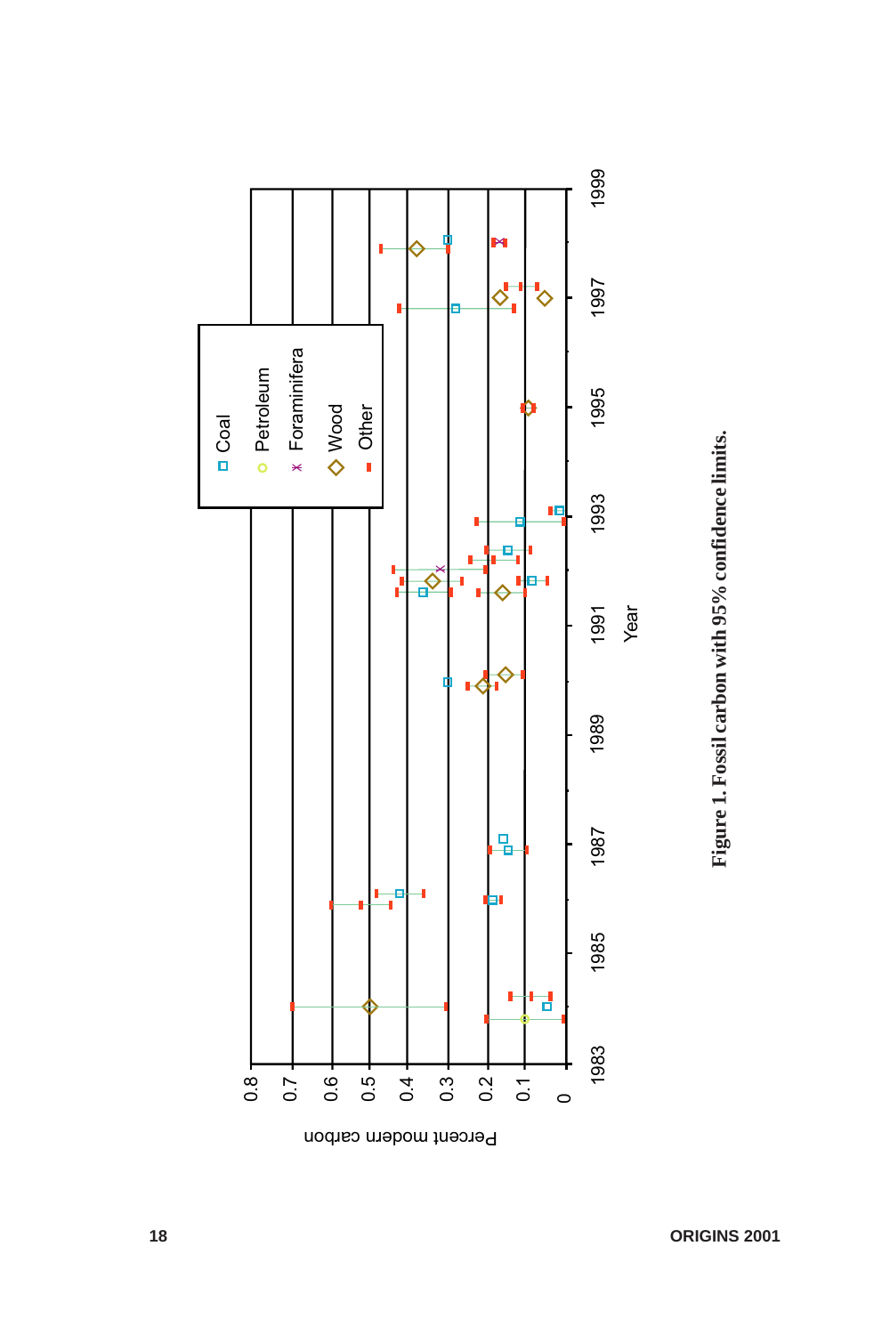**Figure 1. Fossil carbon with 95% confidence limits.**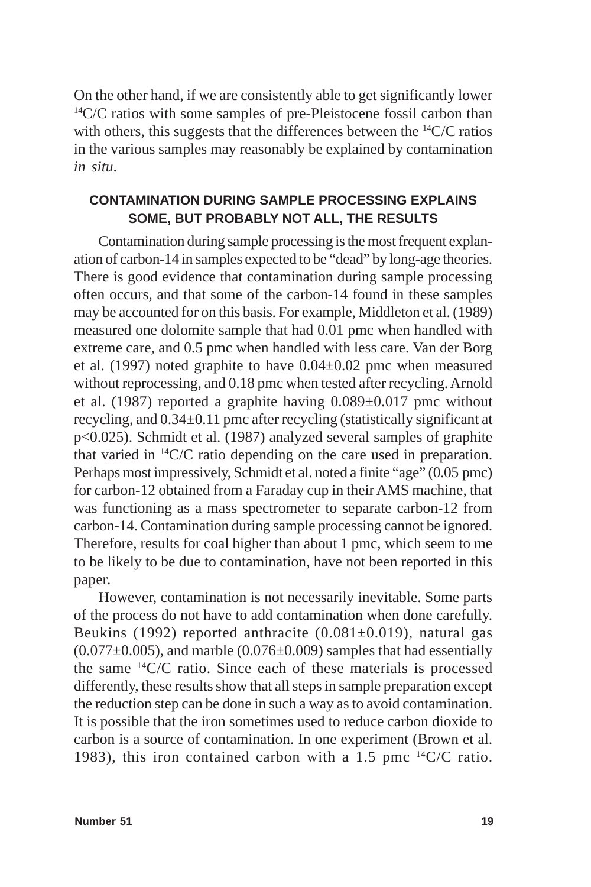On the other hand, if we are consistently able to get significantly lower $^{14}C/C$ ratios with some samples of pre-Pleistocene fossil carbon than with others, this suggests that the differences between the $^{14}C/C$ ratios in the various samples may reasonably be explained by contamination *in situ*.

## CONTAMINATION DURING SAMPLE PROCESSING EXPLAINS SOME, BUT PROBABLY NOT ALL, THE RESULTS

Contamination during sample processing is the most frequent explanation of carbon-14 in samples expected to be "dead" by long-age theories. There is good evidence that contamination during sample processing often occurs, and that some of the carbon-14 found in these samples may be accounted for on this basis. For example, Middleton et al. (1989) measured one dolomite sample that had 0.01 pmc when handled with extreme care, and 0.5 pmc when handled with less care. Van der Borg et al. (1997) noted graphite to have $0.04 \pm 0.02$ pmc when measured without reprocessing, and 0.18 pmc when tested after recycling. Arnold et al. (1987) reported a graphite having $0.089 \pm 0.017$ pmc without recycling, and $0.34 \pm 0.11$ pmc after recycling (statistically significant at $p<0.025$). Schmidt et al. (1987) analyzed several samples of graphite that varied in $^{14}C/C$ ratio depending on the care used in preparation. Perhaps most impressively, Schmidt et al. noted a finite "age" (0.05 pmc) for carbon-12 obtained from a Faraday cup in their AMS machine, that was functioning as a mass spectrometer to separate carbon-12 from carbon-14. Contamination during sample processing cannot be ignored. Therefore, results for coal higher than about 1 pmc, which seem to me to be likely to be due to contamination, have not been reported in this paper.

However, contamination is not necessarily inevitable. Some parts of the process do not have to add contamination when done carefully. Beukins (1992) reported anthracite ($0.081 \pm 0.019$), natural gas ($0.077 \pm 0.005$), and marble ($0.076 \pm 0.009$) samples that had essentially the same $^{14}C/C$ ratio. Since each of these materials is processed differently, these results show that all steps in sample preparation except the reduction step can be done in such a way as to avoid contamination. It is possible that the iron sometimes used to reduce carbon dioxide to carbon is a source of contamination. In one experiment (Brown et al. 1983), this iron contained carbon with a 1.5 pmc $^{14}C/C$ ratio.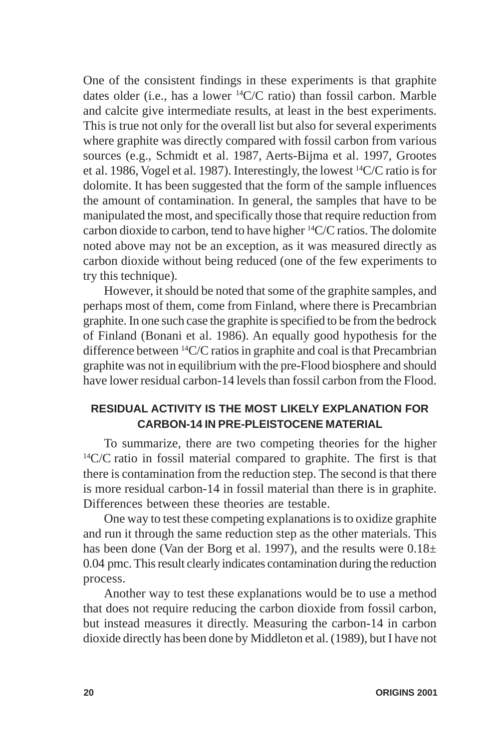One of the consistent findings in these experiments is that graphite dates older (i.e., has a lower $^{14}C/C$ ratio) than fossil carbon. Marble and calcite give intermediate results, at least in the best experiments. This is true not only for the overall list but also for several experiments where graphite was directly compared with fossil carbon from various sources (e.g., Schmidt et al. 1987, Aerts-Bijma et al. 1997, Grootes et al. 1986, Vogel et al. 1987). Interestingly, the lowest $^{14}C/C$ ratio is for dolomite. It has been suggested that the form of the sample influences the amount of contamination. In general, the samples that have to be manipulated the most, and specifically those that require reduction from carbon dioxide to carbon, tend to have higher $^{14}C/C$ ratios. The dolomite noted above may not be an exception, as it was measured directly as carbon dioxide without being reduced (one of the few experiments to try this technique).

However, it should be noted that some of the graphite samples, and perhaps most of them, come from Finland, where there is Precambrian graphite. In one such case the graphite is specified to be from the bedrock of Finland (Bonani et al. 1986). An equally good hypothesis for the difference between $^{14}C/C$ ratios in graphite and coal is that Precambrian graphite was not in equilibrium with the pre-Flood biosphere and should have lower residual carbon-14 levels than fossil carbon from the Flood.

## RESIDUAL ACTIVITY IS THE MOST LIKELY EXPLANATION FOR CARBON-14 IN PRE-PLEISTOCENE MATERIAL

To summarize, there are two competing theories for the higher $^{14}C/C$ ratio in fossil material compared to graphite. The first is that there is contamination from the reduction step. The second is that there is more residual carbon-14 in fossil material than there is in graphite. Differences between these theories are testable.

One way to test these competing explanations is to oxidize graphite and run it through the same reduction step as the other materials. This has been done (Van der Borg et al. 1997), and the results were $0.18 \pm 0.04$ pmc. This result clearly indicates contamination during the reduction process.

Another way to test these explanations would be to use a method that does not require reducing the carbon dioxide from fossil carbon, but instead measures it directly. Measuring the carbon-14 in carbon dioxide directly has been done by Middleton et al. (1989), but I have not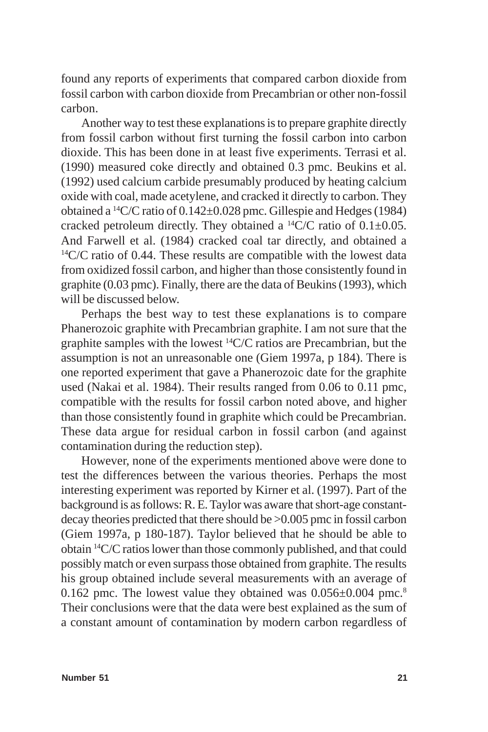found any reports of experiments that compared carbon dioxide from fossil carbon with carbon dioxide from Precambrian or other non-fossil carbon.

Another way to test these explanations is to prepare graphite directly from fossil carbon without first turning the fossil carbon into carbon dioxide. This has been done in at least five experiments. Terrasi et al. (1990) measured coke directly and obtained 0.3 pmc. Beukins et al. (1992) used calcium carbide presumably produced by heating calcium oxide with coal, made acetylene, and cracked it directly to carbon. They obtained a $^{14}C/C$ ratio of 0.142±0.028 pmc. Gillespie and Hedges (1984) cracked petroleum directly. They obtained a $^{14}C/C$ ratio of 0.1±0.05. And Farwell et al. (1984) cracked coal tar directly, and obtained a $^{14}C/C$ ratio of 0.44. These results are compatible with the lowest data from oxidized fossil carbon, and higher than those consistently found in graphite (0.03 pmc). Finally, there are the data of Beukins (1993), which will be discussed below.

Perhaps the best way to test these explanations is to compare Phanerozoic graphite with Precambrian graphite. I am not sure that the graphite samples with the lowest $^{14}C/C$ ratios are Precambrian, but the assumption is not an unreasonable one (Giem 1997a, p 184). There is one reported experiment that gave a Phanerozoic date for the graphite used (Nakai et al. 1984). Their results ranged from 0.06 to 0.11 pmc, compatible with the results for fossil carbon noted above, and higher than those consistently found in graphite which could be Precambrian. These data argue for residual carbon in fossil carbon (and against contamination during the reduction step).

However, none of the experiments mentioned above were done to test the differences between the various theories. Perhaps the most interesting experiment was reported by Kirner et al. (1997). Part of the background is as follows: R. E. Taylor was aware that short-age constant-decay theories predicted that there should be >0.005 pmc in fossil carbon (Giem 1997a, p 180-187). Taylor believed that he should be able to obtain $^{14}C/C$ ratios lower than those commonly published, and that could possibly match or even surpass those obtained from graphite. The results his group obtained include several measurements with an average of 0.162 pmc. The lowest value they obtained was 0.056±0.004 pmc.[8] Their conclusions were that the data were best explained as the sum of a constant amount of contamination by modern carbon regardless of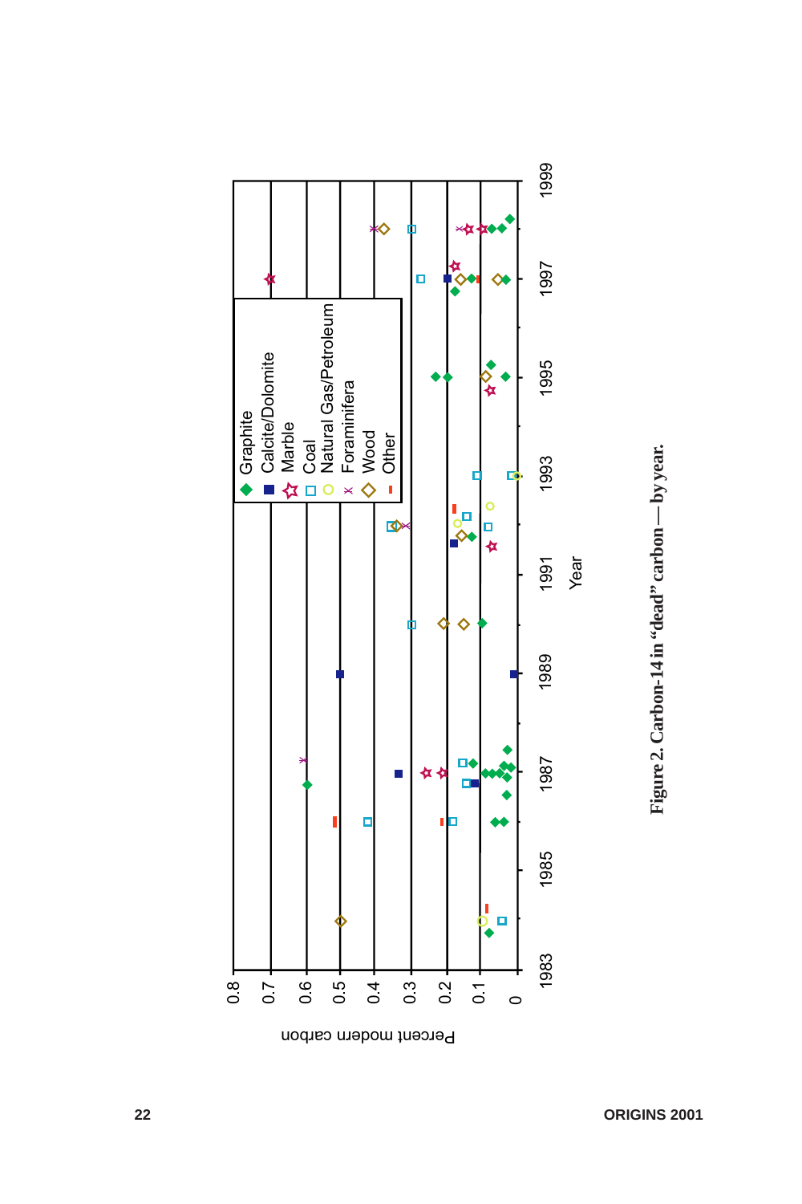Figure 2. Carbon-14 in "dead" carbon — by year.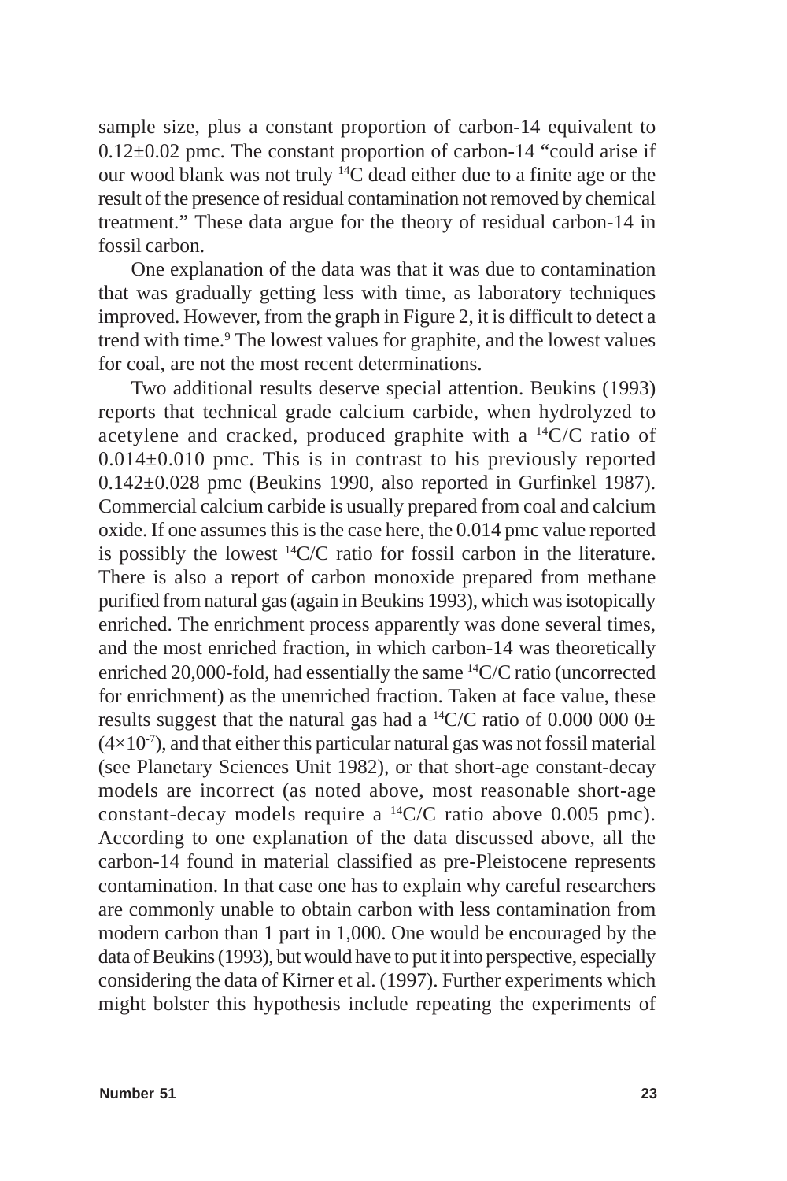sample size, plus a constant proportion of carbon-14 equivalent to $0.12 \pm 0.02$ pmc. The constant proportion of carbon-14 "could arise if our wood blank was not truly $^{14}C$ dead either due to a finite age or the result of the presence of residual contamination not removed by chemical treatment." These data argue for the theory of residual carbon-14 in fossil carbon.

One explanation of the data was that it was due to contamination that was gradually getting less with time, as laboratory techniques improved. However, from the graph in Figure 2, it is difficult to detect a trend with time.[9] The lowest values for graphite, and the lowest values for coal, are not the most recent determinations.

Two additional results deserve special attention. Beukins (1993) reports that technical grade calcium carbide, when hydrolyzed to acetylene and cracked, produced graphite with a $^{14}C/C$ ratio of $0.014 \pm 0.010$ pmc. This is in contrast to his previously reported $0.142 \pm 0.028$ pmc (Beukins 1990, also reported in Gurfinkel 1987). Commercial calcium carbide is usually prepared from coal and calcium oxide. If one assumes this is the case here, the 0.014 pmc value reported is possibly the lowest $^{14}C/C$ ratio for fossil carbon in the literature. There is also a report of carbon monoxide prepared from methane purified from natural gas (again in Beukins 1993), which was isotopically enriched. The enrichment process apparently was done several times, and the most enriched fraction, in which carbon-14 was theoretically enriched 20,000-fold, had essentially the same $^{14}C/C$ ratio (uncorrected for enrichment) as the unenriched fraction. Taken at face value, these results suggest that the natural gas had a $^{14}C/C$ ratio of $0.000\ 000\ 0 \pm (4 \times 10^{-7})$, and that either this particular natural gas was not fossil material (see Planetary Sciences Unit 1982), or that short-age constant-decay models are incorrect (as noted above, most reasonable short-age constant-decay models require a $^{14}C/C$ ratio above 0.005 pmc). According to one explanation of the data discussed above, all the carbon-14 found in material classified as pre-Pleistocene represents contamination. In that case one has to explain why careful researchers are commonly unable to obtain carbon with less contamination from modern carbon than 1 part in 1,000. One would be encouraged by the data of Beukins (1993), but would have to put it into perspective, especially considering the data of Kirner et al. (1997). Further experiments which might bolster this hypothesis include repeating the experiments of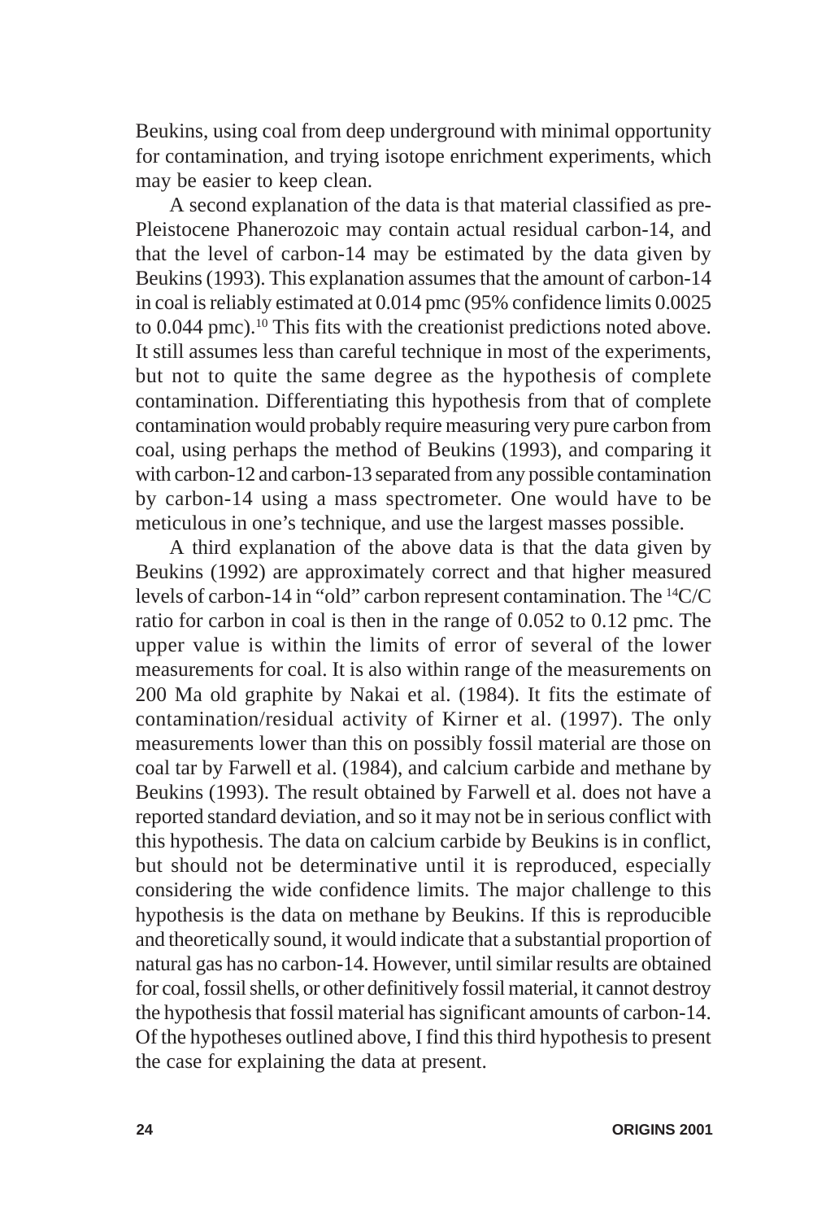Beukins, using coal from deep underground with minimal opportunity for contamination, and trying isotope enrichment experiments, which may be easier to keep clean.

A second explanation of the data is that material classified as pre-Pleistocene Phanerozoic may contain actual residual carbon-14, and that the level of carbon-14 may be estimated by the data given by Beukins (1993). This explanation assumes that the amount of carbon-14 in coal is reliably estimated at 0.014 pmc (95% confidence limits 0.0025 to 0.044 pmc).[10] This fits with the creationist predictions noted above. It still assumes less than careful technique in most of the experiments, but not to quite the same degree as the hypothesis of complete contamination. Differentiating this hypothesis from that of complete contamination would probably require measuring very pure carbon from coal, using perhaps the method of Beukins (1993), and comparing it with carbon-12 and carbon-13 separated from any possible contamination by carbon-14 using a mass spectrometer. One would have to be meticulous in one's technique, and use the largest masses possible.

A third explanation of the above data is that the data given by Beukins (1992) are approximately correct and that higher measured levels of carbon-14 in "old" carbon represent contamination. The $^{14}C/C$ ratio for carbon in coal is then in the range of 0.052 to 0.12 pmc. The upper value is within the limits of error of several of the lower measurements for coal. It is also within range of the measurements on 200 Ma old graphite by Nakai et al. (1984). It fits the estimate of contamination/residual activity of Kirner et al. (1997). The only measurements lower than this on possibly fossil material are those on coal tar by Farwell et al. (1984), and calcium carbide and methane by Beukins (1993). The result obtained by Farwell et al. does not have a reported standard deviation, and so it may not be in serious conflict with this hypothesis. The data on calcium carbide by Beukins is in conflict, but should not be determinative until it is reproduced, especially considering the wide confidence limits. The major challenge to this hypothesis is the data on methane by Beukins. If this is reproducible and theoretically sound, it would indicate that a substantial proportion of natural gas has no carbon-14. However, until similar results are obtained for coal, fossil shells, or other definitively fossil material, it cannot destroy the hypothesis that fossil material has significant amounts of carbon-14. Of the hypotheses outlined above, I find this third hypothesis to present the case for explaining the data at present.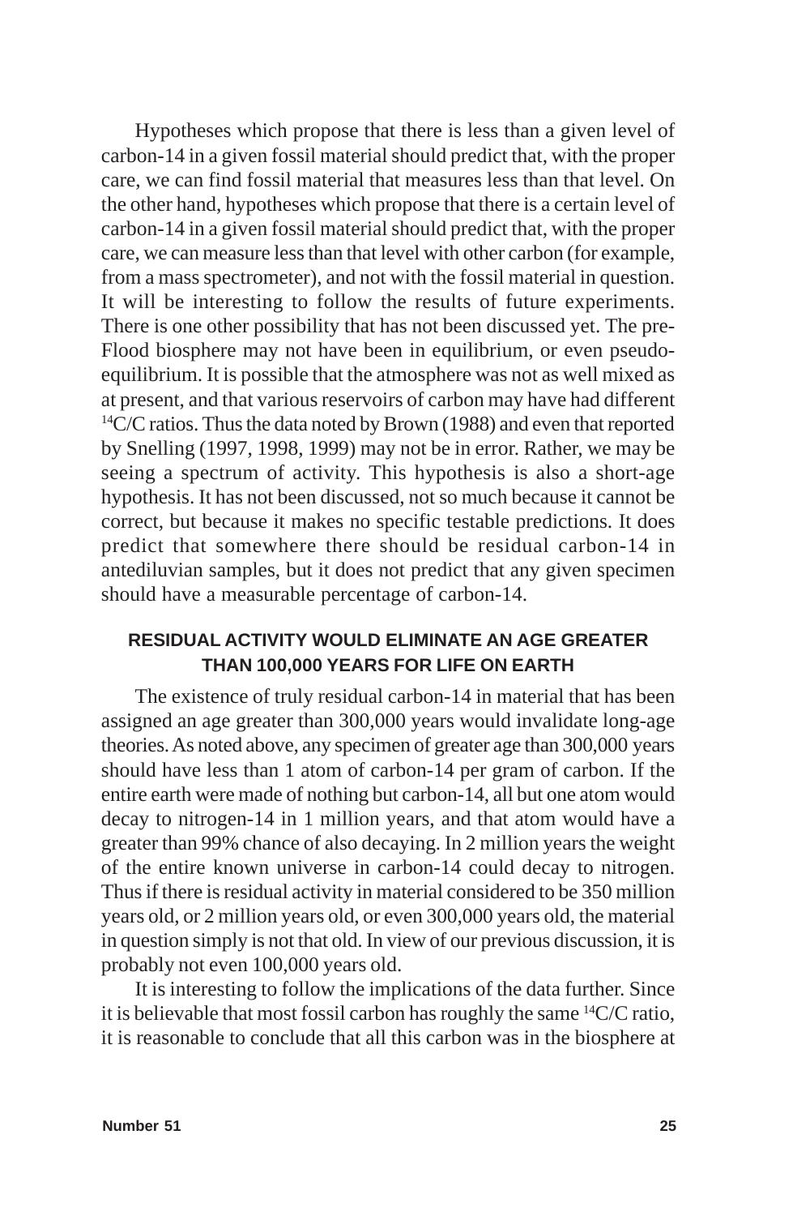Hypotheses which propose that there is less than a given level of carbon-14 in a given fossil material should predict that, with the proper care, we can find fossil material that measures less than that level. On the other hand, hypotheses which propose that there is a certain level of carbon-14 in a given fossil material should predict that, with the proper care, we can measure less than that level with other carbon (for example, from a mass spectrometer), and not with the fossil material in question. It will be interesting to follow the results of future experiments. There is one other possibility that has not been discussed yet. The pre-Flood biosphere may not have been in equilibrium, or even pseudo-equilibrium. It is possible that the atmosphere was not as well mixed as at present, and that various reservoirs of carbon may have had different $^{14}C/C$ ratios. Thus the data noted by Brown (1988) and even that reported by Snelling (1997, 1998, 1999) may not be in error. Rather, we may be seeing a spectrum of activity. This hypothesis is also a short-age hypothesis. It has not been discussed, not so much because it cannot be correct, but because it makes no specific testable predictions. It does predict that somewhere there should be residual carbon-14 in antediluvian samples, but it does not predict that any given specimen should have a measurable percentage of carbon-14.

## RESIDUAL ACTIVITY WOULD ELIMINATE AN AGE GREATER THAN 100,000 YEARS FOR LIFE ON EARTH

The existence of truly residual carbon-14 in material that has been assigned an age greater than 300,000 years would invalidate long-age theories. As noted above, any specimen of greater age than 300,000 years should have less than 1 atom of carbon-14 per gram of carbon. If the entire earth were made of nothing but carbon-14, all but one atom would decay to nitrogen-14 in 1 million years, and that atom would have a greater than 99% chance of also decaying. In 2 million years the weight of the entire known universe in carbon-14 could decay to nitrogen. Thus if there is residual activity in material considered to be 350 million years old, or 2 million years old, or even 300,000 years old, the material in question simply is not that old. In view of our previous discussion, it is probably not even 100,000 years old.

It is interesting to follow the implications of the data further. Since it is believable that most fossil carbon has roughly the same $^{14}C/C$ ratio, it is reasonable to conclude that all this carbon was in the biosphere at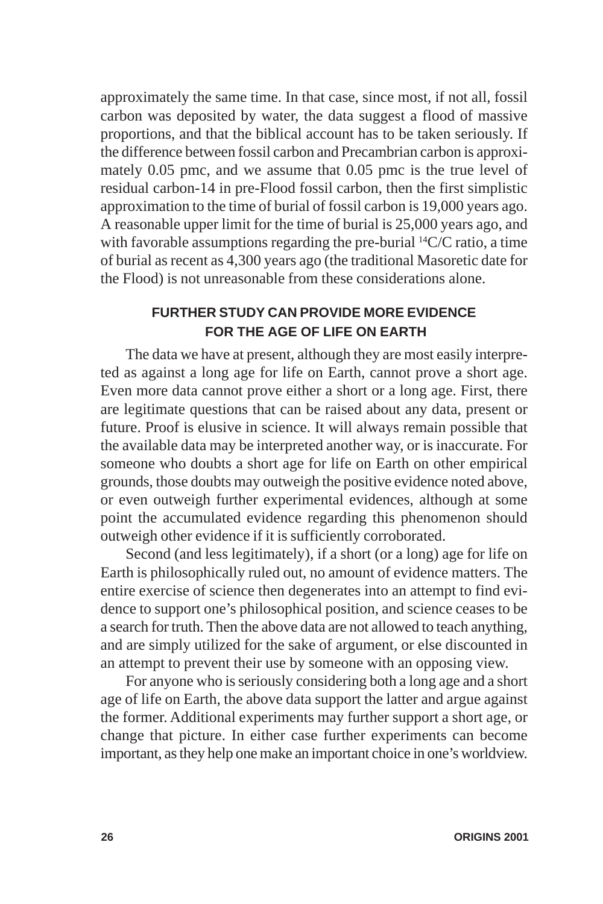approximately the same time. In that case, since most, if not all, fossil carbon was deposited by water, the data suggest a flood of massive proportions, and that the biblical account has to be taken seriously. If the difference between fossil carbon and Precambrian carbon is approximately 0.05 pmc, and we assume that 0.05 pmc is the true level of residual carbon-14 in pre-Flood fossil carbon, then the first simplistic approximation to the time of burial of fossil carbon is 19,000 years ago. A reasonable upper limit for the time of burial is 25,000 years ago, and with favorable assumptions regarding the pre-burial $^{14}C/C$ ratio, a time of burial as recent as 4,300 years ago (the traditional Masoretic date for the Flood) is not unreasonable from these considerations alone.

## FURTHER STUDY CAN PROVIDE MORE EVIDENCE FOR THE AGE OF LIFE ON EARTH

The data we have at present, although they are most easily interpreted as against a long age for life on Earth, cannot prove a short age. Even more data cannot prove either a short or a long age. First, there are legitimate questions that can be raised about any data, present or future. Proof is elusive in science. It will always remain possible that the available data may be interpreted another way, or is inaccurate. For someone who doubts a short age for life on Earth on other empirical grounds, those doubts may outweigh the positive evidence noted above, or even outweigh further experimental evidences, although at some point the accumulated evidence regarding this phenomenon should outweigh other evidence if it is sufficiently corroborated.

Second (and less legitimately), if a short (or a long) age for life on Earth is philosophically ruled out, no amount of evidence matters. The entire exercise of science then degenerates into an attempt to find evidence to support one's philosophical position, and science ceases to be a search for truth. Then the above data are not allowed to teach anything, and are simply utilized for the sake of argument, or else discounted in an attempt to prevent their use by someone with an opposing view.

For anyone who is seriously considering both a long age and a short age of life on Earth, the above data support the latter and argue against the former. Additional experiments may further support a short age, or change that picture. In either case further experiments can become important, as they help one make an important choice in one's worldview.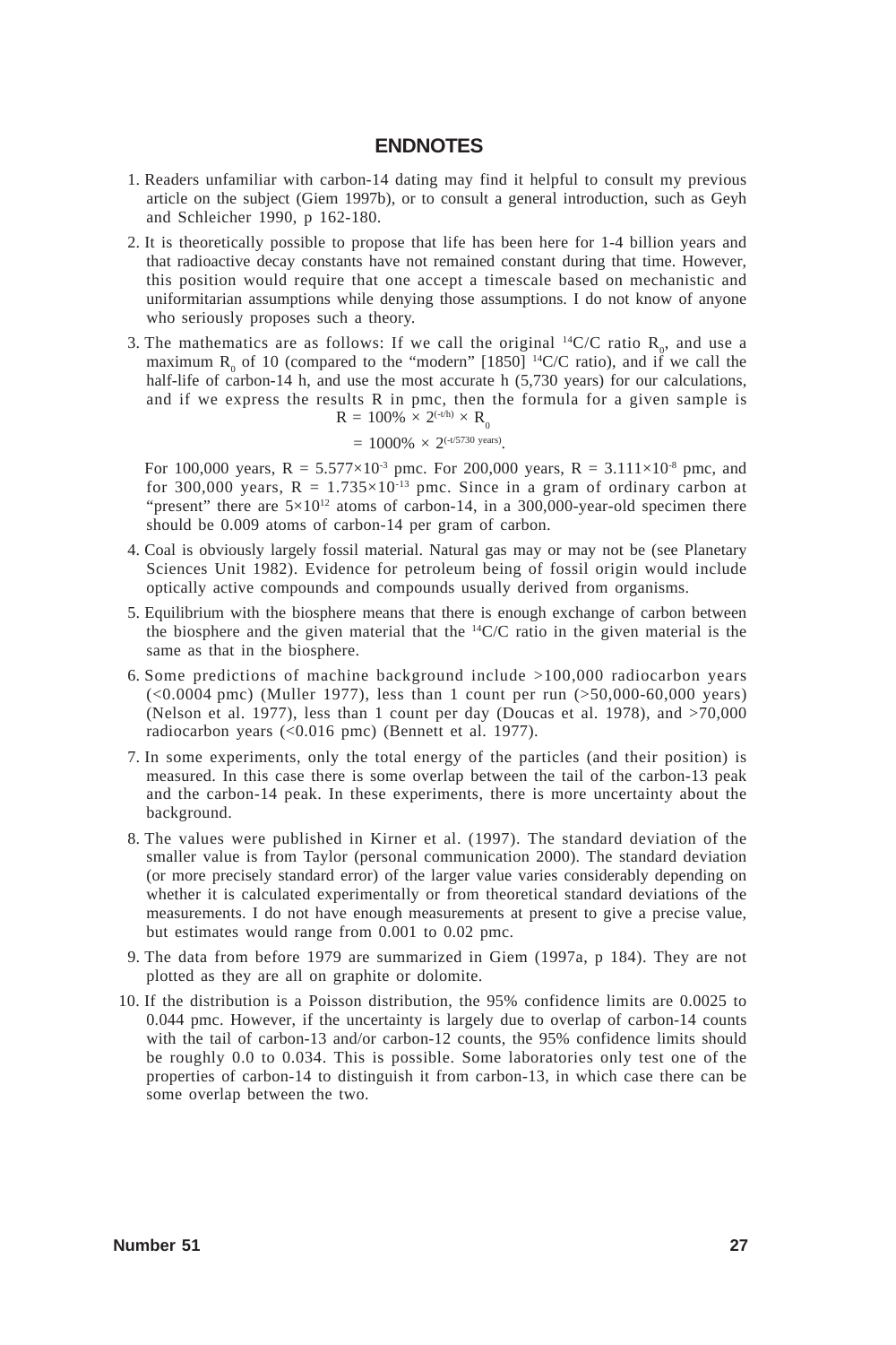## ENDNOTES

1. Readers unfamiliar with carbon-14 dating may find it helpful to consult my previous article on the subject (Giem 1997b), or to consult a general introduction, such as Geyh and Schleicher 1990, p 162-180.

2. It is theoretically possible to propose that life has been here for 1-4 billion years and that radioactive decay constants have not remained constant during that time. However, this position would require that one accept a timescale based on mechanistic and uniformitarian assumptions while denying those assumptions. I do not know of anyone who seriously proposes such a theory.

3. The mathematics are as follows: If we call the original $^{14}C/C$ ratio $R_0$, and use a maximum $R_0$ of 10 (compared to the "modern" [1850] $^{14}C/C$ ratio), and if we call the half-life of carbon-14 h, and use the most accurate h (5,730 years) for our calculations, and if we express the results R in pmc, then the formula for a given sample is

$$R = 100\% \times 2^{(-t/h)} \times R_0$$

$$= 1000\% \times 2^{(-t/5730 \text{ years})}.$$

For 100,000 years, $R = 5.577\times10^{-3}$ pmc. For 200,000 years, $R = 3.111\times10^{-8}$ pmc, and for 300,000 years, $R = 1.735\times10^{-13}$ pmc. Since in a gram of ordinary carbon at "present" there are $5\times10^{12}$ atoms of carbon-14, in a 300,000-year-old specimen there should be 0.009 atoms of carbon-14 per gram of carbon.

4. Coal is obviously largely fossil material. Natural gas may or may not be (see Planetary Sciences Unit 1982). Evidence for petroleum being of fossil origin would include optically active compounds and compounds usually derived from organisms.

5. Equilibrium with the biosphere means that there is enough exchange of carbon between the biosphere and the given material that the $^{14}C/C$ ratio in the given material is the same as that in the biosphere.

6. Some predictions of machine background include >100,000 radiocarbon years (<0.0004 pmc) (Muller 1977), less than 1 count per run (>50,000-60,000 years) (Nelson et al. 1977), less than 1 count per day (Doucas et al. 1978), and >70,000 radiocarbon years (<0.016 pmc) (Bennett et al. 1977).

7. In some experiments, only the total energy of the particles (and their position) is measured. In this case there is some overlap between the tail of the carbon-13 peak and the carbon-14 peak. In these experiments, there is more uncertainty about the background.

8. The values were published in Kirner et al. (1997). The standard deviation of the smaller value is from Taylor (personal communication 2000). The standard deviation (or more precisely standard error) of the larger value varies considerably depending on whether it is calculated experimentally or from theoretical standard deviations of the measurements. I do not have enough measurements at present to give a precise value, but estimates would range from 0.001 to 0.02 pmc.

9. The data from before 1979 are summarized in Giem (1997a, p 184). They are not plotted as they are all on graphite or dolomite.

10. If the distribution is a Poisson distribution, the 95% confidence limits are 0.0025 to 0.044 pmc. However, if the uncertainty is largely due to overlap of carbon-14 counts with the tail of carbon-13 and/or carbon-12 counts, the 95% confidence limits should be roughly 0.0 to 0.034. This is possible. Some laboratories only test one of the properties of carbon-14 to distinguish it from carbon-13, in which case there can be some overlap between the two.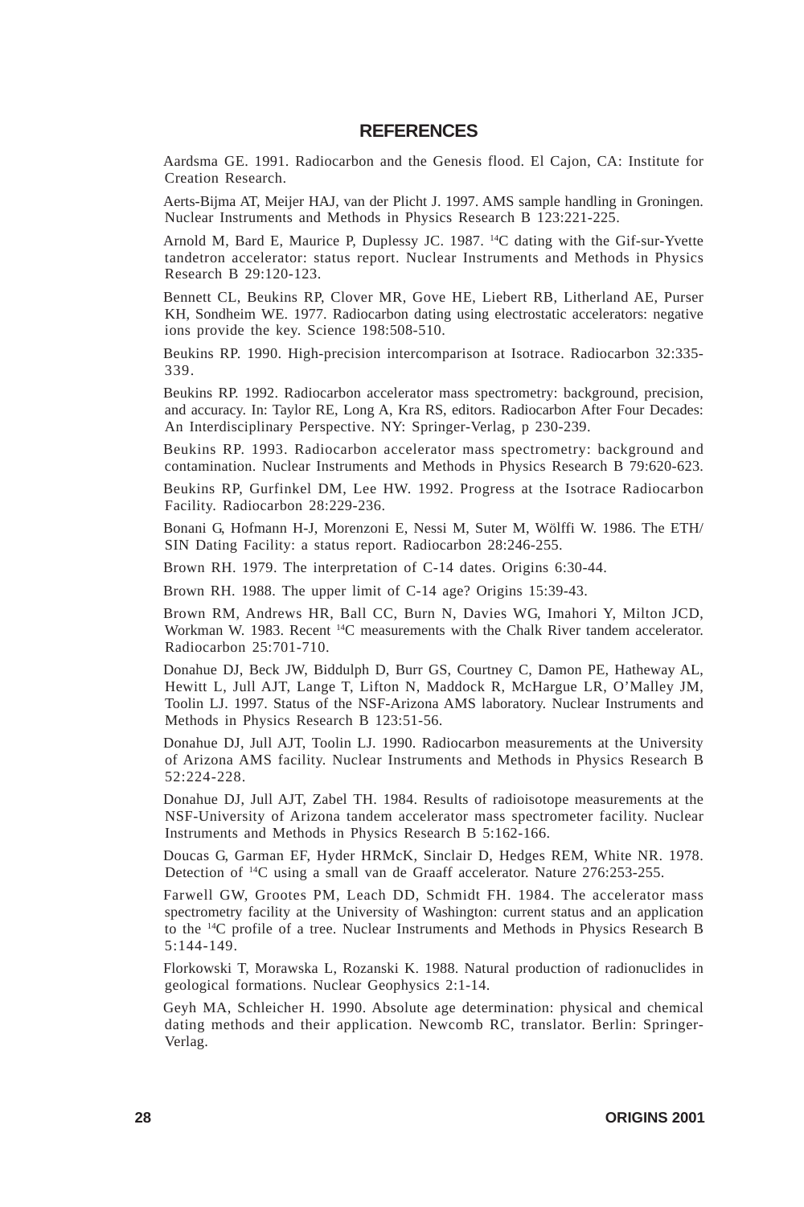## REFERENCES

Aardsma GE. 1991. Radiocarbon and the Genesis flood. El Cajon, CA: Institute for Creation Research.

Aerts-Bijma AT, Meijer HAJ, van der Plicht J. 1997. AMS sample handling in Groningen. Nuclear Instruments and Methods in Physics Research B 123:221-225.

Arnold M, Bard E, Maurice P, Duplessy JC. 1987. $^{14}C$ dating with the Gif-sur-Yvette tandetron accelerator: status report. Nuclear Instruments and Methods in Physics Research B 29:120-123.

Bennett CL, Beukins RP, Clover MR, Gove HE, Liebert RB, Litherland AE, Purser KH, Sondheim WE. 1977. Radiocarbon dating using electrostatic accelerators: negative ions provide the key. Science 198:508-510.

Beukins RP. 1990. High-precision intercomparison at Isotrace. Radiocarbon 32:335-339.

Beukins RP. 1992. Radiocarbon accelerator mass spectrometry: background, precision, and accuracy. In: Taylor RE, Long A, Kra RS, editors. Radiocarbon After Four Decades: An Interdisciplinary Perspective. NY: Springer-Verlag, p 230-239.

Beukins RP. 1993. Radiocarbon accelerator mass spectrometry: background and contamination. Nuclear Instruments and Methods in Physics Research B 79:620-623.

Beukins RP, Gurfinkel DM, Lee HW. 1992. Progress at the Isotrace Radiocarbon Facility. Radiocarbon 28:229-236.

Bonani G, Hofmann H-J, Morenzoni E, Nessi M, Suter M, Wölffi W. 1986. The ETH/SIN Dating Facility: a status report. Radiocarbon 28:246-255.

Brown RH. 1979. The interpretation of C-14 dates. Origins 6:30-44.

Brown RH. 1988. The upper limit of C-14 age? Origins 15:39-43.

Brown RM, Andrews HR, Ball CC, Burn N, Davies WG, Imahori Y, Milton JCD, Workman W. 1983. Recent $^{14}C$ measurements with the Chalk River tandem accelerator. Radiocarbon 25:701-710.

Donahue DJ, Beck JW, Biddulph D, Burr GS, Courtney C, Damon PE, Hatheway AL, Hewitt L, Jull AJT, Lange T, Lifton N, Maddock R, McHargue LR, O'Malley JM, Toolin LJ. 1997. Status of the NSF-Arizona AMS laboratory. Nuclear Instruments and Methods in Physics Research B 123:51-56.

Donahue DJ, Jull AJT, Toolin LJ. 1990. Radiocarbon measurements at the University of Arizona AMS facility. Nuclear Instruments and Methods in Physics Research B 52:224-228.

Donahue DJ, Jull AJT, Zabel TH. 1984. Results of radioisotope measurements at the NSF-University of Arizona tandem accelerator mass spectrometer facility. Nuclear Instruments and Methods in Physics Research B 5:162-166.

Doucas G, Garman EF, Hyder HRMcK, Sinclair D, Hedges REM, White NR. 1978. Detection of $^{14}C$ using a small van de Graaff accelerator. Nature 276:253-255.

Farwell GW, Grootes PM, Leach DD, Schmidt FH. 1984. The accelerator mass spectrometry facility at the University of Washington: current status and an application to the $^{14}C$ profile of a tree. Nuclear Instruments and Methods in Physics Research B 5:144-149.

Florkowski T, Morawska L, Rozanski K. 1988. Natural production of radionuclides in geological formations. Nuclear Geophysics 2:1-14.

Geyh MA, Schleicher H. 1990. Absolute age determination: physical and chemical dating methods and their application. Newcomb RC, translator. Berlin: Springer-Verlag.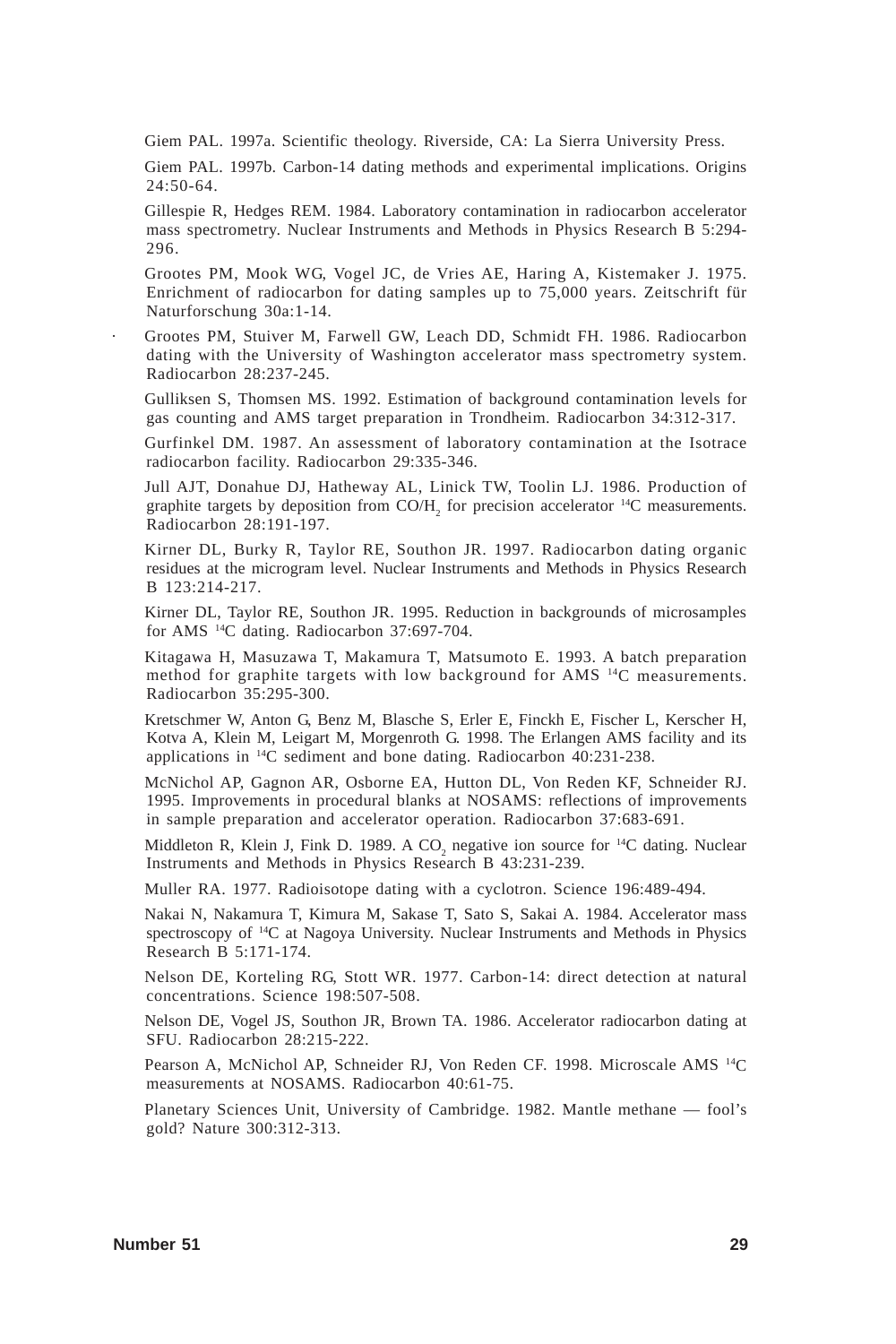Giem PAL. 1997a. Scientific theology. Riverside, CA: La Sierra University Press.

Giem PAL. 1997b. Carbon-14 dating methods and experimental implications. Origins 24:50-64.

Gillespie R, Hedges REM. 1984. Laboratory contamination in radiocarbon accelerator mass spectrometry. Nuclear Instruments and Methods in Physics Research B 5:294-296.

Grootes PM, Mook WG, Vogel JC, de Vries AE, Haring A, Kistemaker J. 1975. Enrichment of radiocarbon for dating samples up to 75,000 years. Zeitschrift für Naturforschung 30a:1-14.

Grootes PM, Stuiver M, Farwell GW, Leach DD, Schmidt FH. 1986. Radiocarbon dating with the University of Washington accelerator mass spectrometry system. Radiocarbon 28:237-245.

Gulliksen S, Thomsen MS. 1992. Estimation of background contamination levels for gas counting and AMS target preparation in Trondheim. Radiocarbon 34:312-317.

Gurfinkel DM. 1987. An assessment of laboratory contamination at the Isotrace radiocarbon facility. Radiocarbon 29:335-346.

Jull AJT, Donahue DJ, Hatheway AL, Linick TW, Toolin LJ. 1986. Production of graphite targets by deposition from $CO/H_2$ for precision accelerator $^{14}C$ measurements. Radiocarbon 28:191-197.

Kirner DL, Burky R, Taylor RE, Southon JR. 1997. Radiocarbon dating organic residues at the microgram level. Nuclear Instruments and Methods in Physics Research B 123:214-217.

Kirner DL, Taylor RE, Southon JR. 1995. Reduction in backgrounds of microsamples for AMS $^{14}C$ dating. Radiocarbon 37:697-704.

Kitagawa H, Masuzawa T, Makamura T, Matsumoto E. 1993. A batch preparation method for graphite targets with low background for AMS $^{14}C$ measurements. Radiocarbon 35:295-300.

Kretschmer W, Anton G, Benz M, Blasche S, Erler E, Finckh E, Fischer L, Kerscher H, Kotva A, Klein M, Leigart M, Morgenroth G. 1998. The Erlangen AMS facility and its applications in $^{14}C$ sediment and bone dating. Radiocarbon 40:231-238.

McNichol AP, Gagnon AR, Osborne EA, Hutton DL, Von Reden KF, Schneider RJ. 1995. Improvements in procedural blanks at NOSAMS: reflections of improvements in sample preparation and accelerator operation. Radiocarbon 37:683-691.

Middleton R, Klein J, Fink D. 1989. A $CO_2$ negative ion source for $^{14}C$ dating. Nuclear Instruments and Methods in Physics Research B 43:231-239.

Muller RA. 1977. Radioisotope dating with a cyclotron. Science 196:489-494.

Nakai N, Nakamura T, Kimura M, Sakase T, Sato S, Sakai A. 1984. Accelerator mass spectroscopy of $^{14}C$ at Nagoya University. Nuclear Instruments and Methods in Physics Research B 5:171-174.

Nelson DE, Korteling RG, Stott WR. 1977. Carbon-14: direct detection at natural concentrations. Science 198:507-508.

Nelson DE, Vogel JS, Southon JR, Brown TA. 1986. Accelerator radiocarbon dating at SFU. Radiocarbon 28:215-222.

Pearson A, McNichol AP, Schneider RJ, Von Reden CF. 1998. Microscale AMS $^{14}C$ measurements at NOSAMS. Radiocarbon 40:61-75.

Planetary Sciences Unit, University of Cambridge. 1982. Mantle methane — fool's gold? Nature 300:312-313.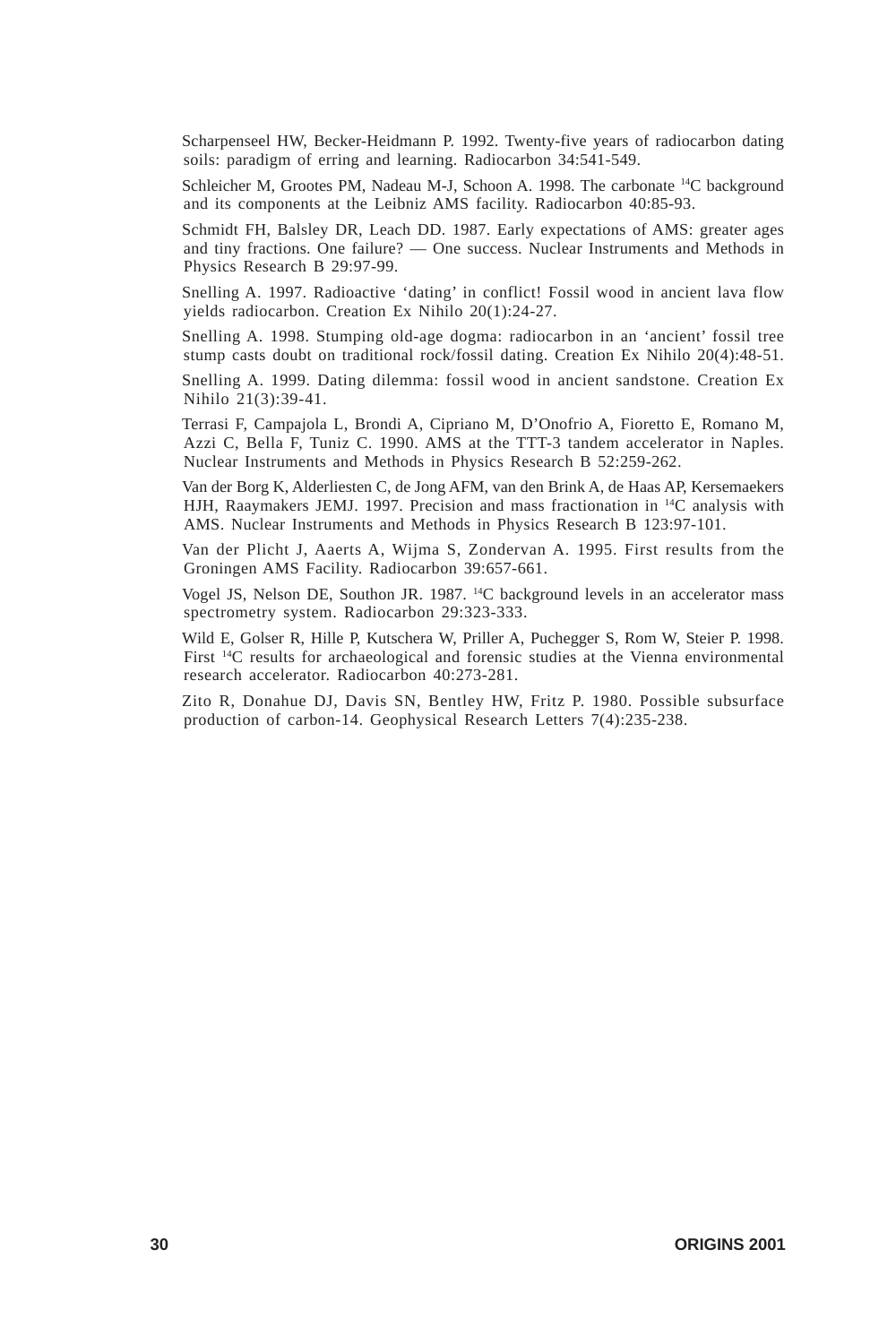Scharpenseel HW, Becker-Heidmann P. 1992. Twenty-five years of radiocarbon dating soils: paradigm of erring and learning. Radiocarbon 34:541-549.

Schleicher M, Grootes PM, Nadeau M-J, Schoon A. 1998. The carbonate $^{14}C$ background and its components at the Leibniz AMS facility. Radiocarbon 40:85-93.

Schmidt FH, Balsley DR, Leach DD. 1987. Early expectations of AMS: greater ages and tiny fractions. One failure? — One success. Nuclear Instruments and Methods in Physics Research B 29:97-99.

Snelling A. 1997. Radioactive 'dating' in conflict! Fossil wood in ancient lava flow yields radiocarbon. Creation Ex Nihilo 20(1):24-27.

Snelling A. 1998. Stumping old-age dogma: radiocarbon in an 'ancient' fossil tree stump casts doubt on traditional rock/fossil dating. Creation Ex Nihilo 20(4):48-51.

Snelling A. 1999. Dating dilemma: fossil wood in ancient sandstone. Creation Ex Nihilo 21(3):39-41.

Terrasi F, Campajola L, Brondi A, Cipriano M, D'Onofrio A, Fioretto E, Romano M, Azzi C, Bella F, Tuniz C. 1990. AMS at the TTT-3 tandem accelerator in Naples. Nuclear Instruments and Methods in Physics Research B 52:259-262.

Van der Borg K, Alderliesten C, de Jong AFM, van den Brink A, de Haas AP, Kersemaekers HJH, Raaymakers JEMJ. 1997. Precision and mass fractionation in $^{14}C$ analysis with AMS. Nuclear Instruments and Methods in Physics Research B 123:97-101.

Van der Plicht J, Aaerts A, Wijma S, Zondervan A. 1995. First results from the Groningen AMS Facility. Radiocarbon 39:657-661.

Vogel JS, Nelson DE, Southon JR. 1987. $^{14}C$ background levels in an accelerator mass spectrometry system. Radiocarbon 29:323-333.

Wild E, Golser R, Hille P, Kutschera W, Priller A, Puchegger S, Rom W, Steier P. 1998. First $^{14}C$ results for archaeological and forensic studies at the Vienna environmental research accelerator. Radiocarbon 40:273-281.

Zito R, Donahue DJ, Davis SN, Bentley HW, Fritz P. 1980. Possible subsurface production of carbon-14. Geophysical Research Letters 7(4):235-238.